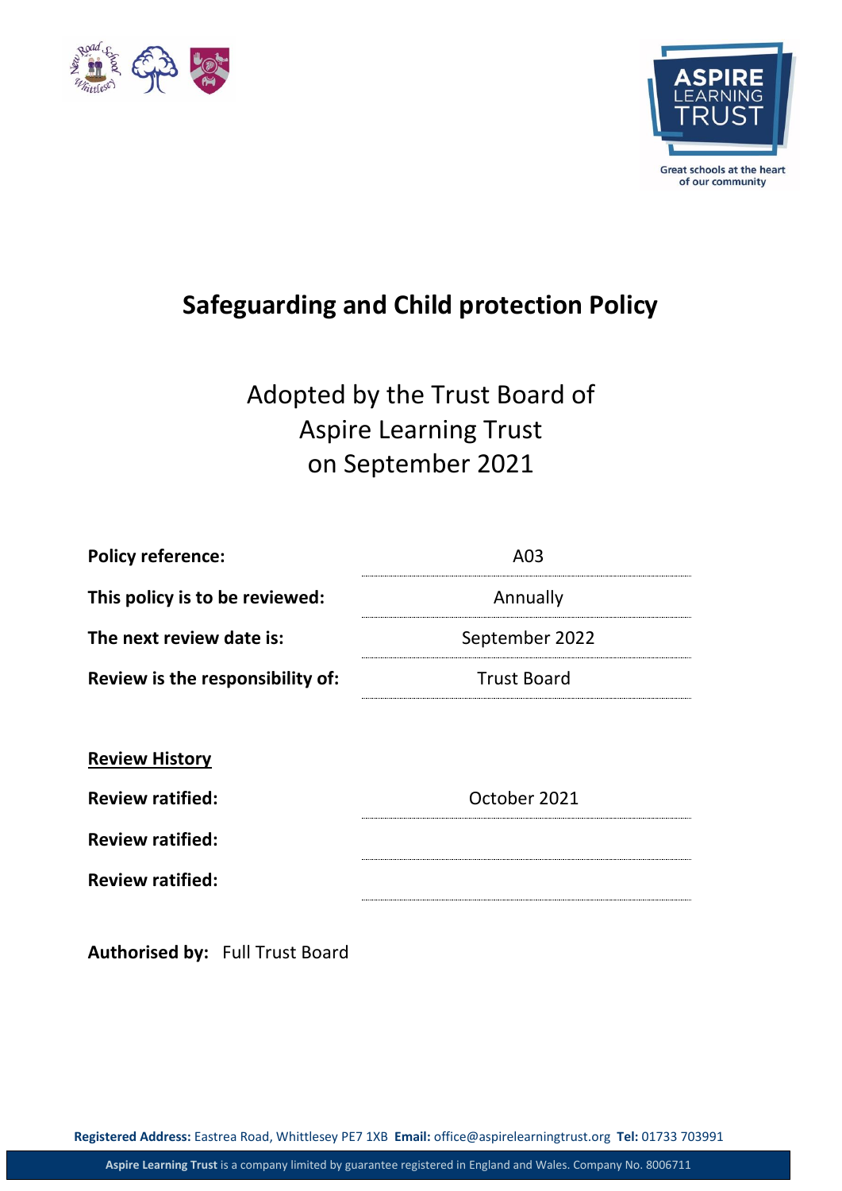ASPIRE LEARNING TRUST

Great schools at the heart of our community

# Safeguarding and Child protection Policy

Adopted by the Trust Board of
Aspire Learning Trust
on September 2021

| | |
|---|---|
| **Policy reference:** | A03 |
| **This policy is to be reviewed:** | Annually |
| **The next review date is:** | September 2022 |
| **Review is the responsibility of:** | Trust Board |

**Review History**

| | |
|---|---|
| **Review ratified:** | October 2021 |
| **Review ratified:** | |
| **Review ratified:** | |

**Authorised by:** Full Trust Board

**Registered Address:** Eastrea Road, Whittlesey PE7 1XB **Email:** office@aspirelearningtrust.org **Tel:** 01733 703991

**Aspire Learning Trust** is a company limited by guarantee registered in England and Wales. Company No. 8006711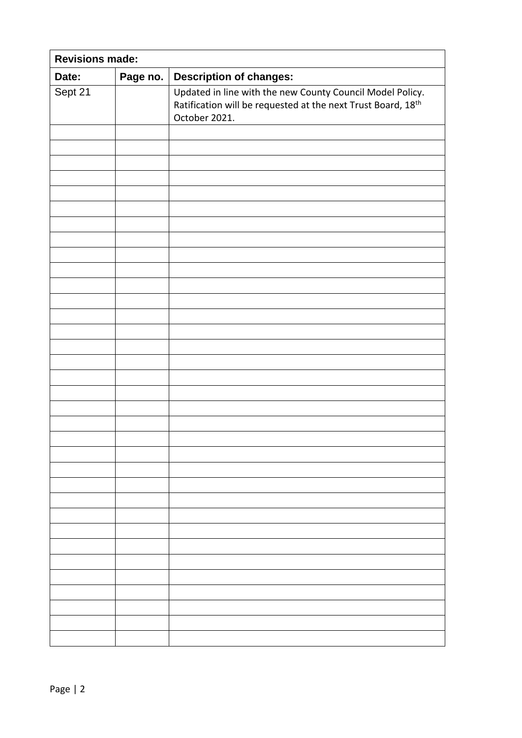| Revisions made: | | |
|---|---|---|
| **Date:** | **Page no.** | **Description of changes:** |
| Sept 21 | | Updated in line with the new County Council Model Policy. Ratification will be requested at the next Trust Board, 18th October 2021. |
| | | |
| | | |
| | | |
| | | |
| | | |
| | | |
| | | |
| | | |
| | | |
| | | |
| | | |
| | | |
| | | |
| | | |
| | | |
| | | |
| | | |
| | | |
| | | |
| | | |
| | | |
| | | |
| | | |
| | | |
| | | |
| | | |
| | | |
| | | |
| | | |
| | | |
| | | |
| | | |
| | | |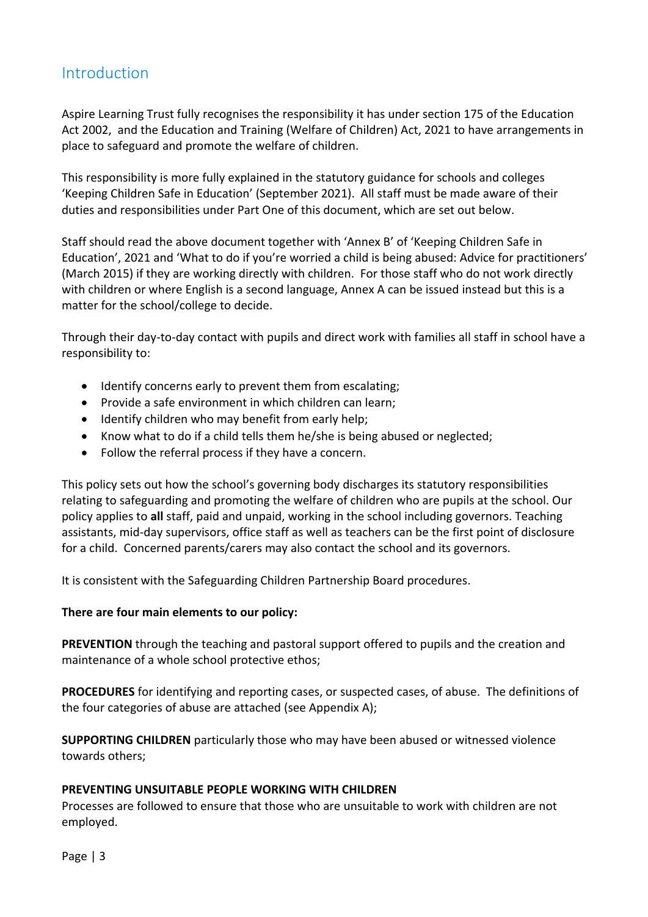## Introduction

Aspire Learning Trust fully recognises the responsibility it has under section 175 of the Education Act 2002,  and the Education and Training (Welfare of Children) Act, 2021 to have arrangements in place to safeguard and promote the welfare of children.

This responsibility is more fully explained in the statutory guidance for schools and colleges 'Keeping Children Safe in Education' (September 2021).  All staff must be made aware of their duties and responsibilities under Part One of this document, which are set out below.

Staff should read the above document together with 'Annex B' of 'Keeping Children Safe in Education', 2021 and 'What to do if you're worried a child is being abused: Advice for practitioners' (March 2015) if they are working directly with children.  For those staff who do not work directly with children or where English is a second language, Annex A can be issued instead but this is a matter for the school/college to decide.

Through their day-to-day contact with pupils and direct work with families all staff in school have a responsibility to:

- Identify concerns early to prevent them from escalating;
- Provide a safe environment in which children can learn;
- Identify children who may benefit from early help;
- Know what to do if a child tells them he/she is being abused or neglected;
- Follow the referral process if they have a concern.

This policy sets out how the school's governing body discharges its statutory responsibilities relating to safeguarding and promoting the welfare of children who are pupils at the school. Our policy applies to **all** staff, paid and unpaid, working in the school including governors. Teaching assistants, mid-day supervisors, office staff as well as teachers can be the first point of disclosure for a child.  Concerned parents/carers may also contact the school and its governors.

It is consistent with the Safeguarding Children Partnership Board procedures.

**There are four main elements to our policy:**

**PREVENTION** through the teaching and pastoral support offered to pupils and the creation and maintenance of a whole school protective ethos;

**PROCEDURES** for identifying and reporting cases, or suspected cases, of abuse.  The definitions of the four categories of abuse are attached (see Appendix A);

**SUPPORTING CHILDREN** particularly those who may have been abused or witnessed violence towards others;

**PREVENTING UNSUITABLE PEOPLE WORKING WITH CHILDREN**
Processes are followed to ensure that those who are unsuitable to work with children are not employed.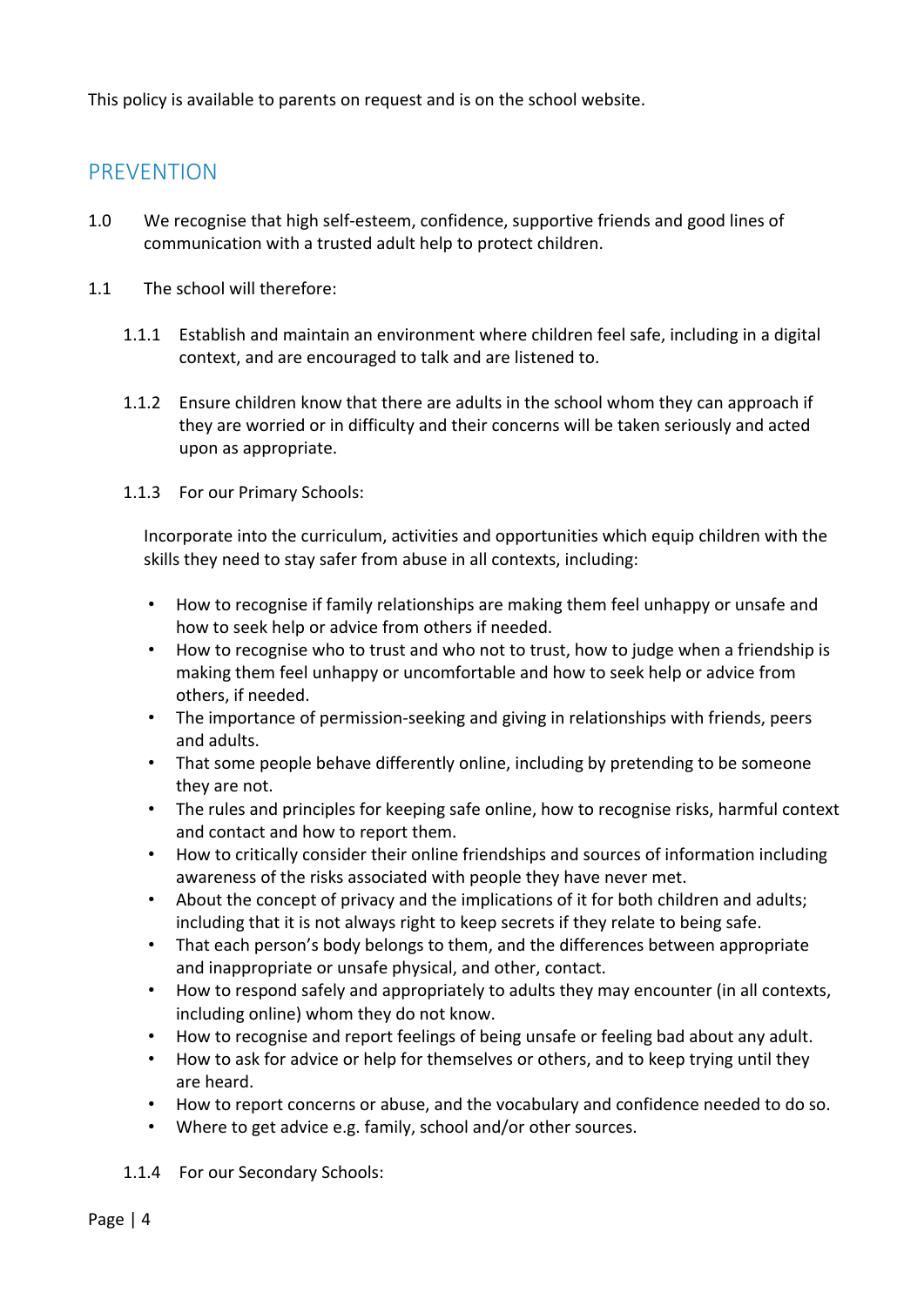This policy is available to parents on request and is on the school website.

## PREVENTION

1.0 We recognise that high self-esteem, confidence, supportive friends and good lines of communication with a trusted adult help to protect children.

1.1 The school will therefore:

1.1.1 Establish and maintain an environment where children feel safe, including in a digital context, and are encouraged to talk and are listened to.

1.1.2 Ensure children know that there are adults in the school whom they can approach if they are worried or in difficulty and their concerns will be taken seriously and acted upon as appropriate.

1.1.3 For our Primary Schools:

Incorporate into the curriculum, activities and opportunities which equip children with the skills they need to stay safer from abuse in all contexts, including:

- How to recognise if family relationships are making them feel unhappy or unsafe and how to seek help or advice from others if needed.
- How to recognise who to trust and who not to trust, how to judge when a friendship is making them feel unhappy or uncomfortable and how to seek help or advice from others, if needed.
- The importance of permission-seeking and giving in relationships with friends, peers and adults.
- That some people behave differently online, including by pretending to be someone they are not.
- The rules and principles for keeping safe online, how to recognise risks, harmful context and contact and how to report them.
- How to critically consider their online friendships and sources of information including awareness of the risks associated with people they have never met.
- About the concept of privacy and the implications of it for both children and adults; including that it is not always right to keep secrets if they relate to being safe.
- That each person's body belongs to them, and the differences between appropriate and inappropriate or unsafe physical, and other, contact.
- How to respond safely and appropriately to adults they may encounter (in all contexts, including online) whom they do not know.
- How to recognise and report feelings of being unsafe or feeling bad about any adult.
- How to ask for advice or help for themselves or others, and to keep trying until they are heard.
- How to report concerns or abuse, and the vocabulary and confidence needed to do so.
- Where to get advice e.g. family, school and/or other sources.

1.1.4 For our Secondary Schools: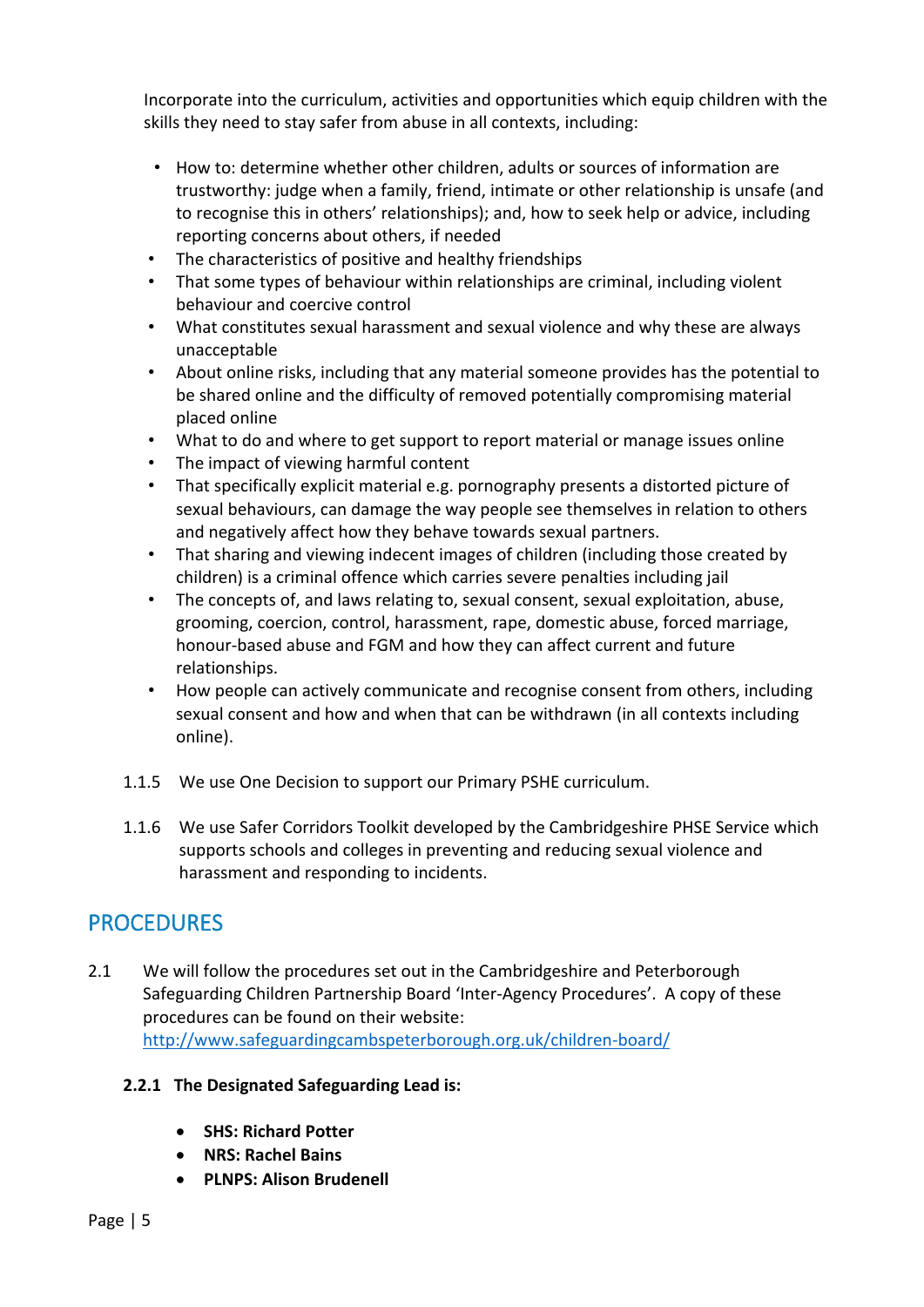Incorporate into the curriculum, activities and opportunities which equip children with the skills they need to stay safer from abuse in all contexts, including:

- How to: determine whether other children, adults or sources of information are trustworthy: judge when a family, friend, intimate or other relationship is unsafe (and to recognise this in others' relationships); and, how to seek help or advice, including reporting concerns about others, if needed
- The characteristics of positive and healthy friendships
- That some types of behaviour within relationships are criminal, including violent behaviour and coercive control
- What constitutes sexual harassment and sexual violence and why these are always unacceptable
- About online risks, including that any material someone provides has the potential to be shared online and the difficulty of removed potentially compromising material placed online
- What to do and where to get support to report material or manage issues online
- The impact of viewing harmful content
- That specifically explicit material e.g. pornography presents a distorted picture of sexual behaviours, can damage the way people see themselves in relation to others and negatively affect how they behave towards sexual partners.
- That sharing and viewing indecent images of children (including those created by children) is a criminal offence which carries severe penalties including jail
- The concepts of, and laws relating to, sexual consent, sexual exploitation, abuse, grooming, coercion, control, harassment, rape, domestic abuse, forced marriage, honour-based abuse and FGM and how they can affect current and future relationships.
- How people can actively communicate and recognise consent from others, including sexual consent and how and when that can be withdrawn (in all contexts including online).

1.1.5 We use One Decision to support our Primary PSHE curriculum.

1.1.6 We use Safer Corridors Toolkit developed by the Cambridgeshire PHSE Service which supports schools and colleges in preventing and reducing sexual violence and harassment and responding to incidents.

## PROCEDURES

2.1 We will follow the procedures set out in the Cambridgeshire and Peterborough Safeguarding Children Partnership Board 'Inter-Agency Procedures'. A copy of these procedures can be found on their website: http://www.safeguardingcambspeterborough.org.uk/children-board/

**2.2.1 The Designated Safeguarding Lead is:**

- **SHS: Richard Potter**
- **NRS: Rachel Bains**
- **PLNPS: Alison Brudenell**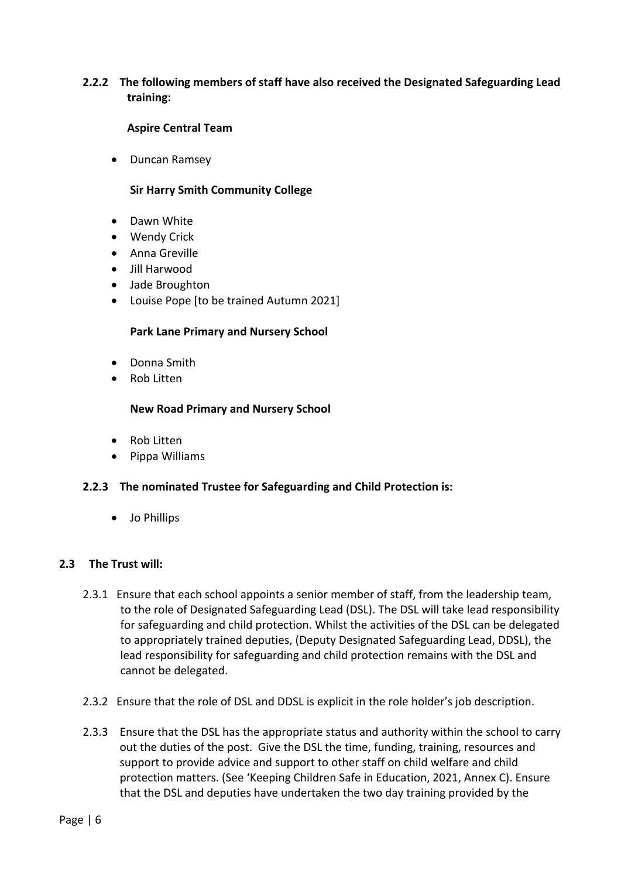**2.2.2 The following members of staff have also received the Designated Safeguarding Lead training:**

**Aspire Central Team**

- Duncan Ramsey

**Sir Harry Smith Community College**

- Dawn White
- Wendy Crick
- Anna Greville
- Jill Harwood
- Jade Broughton
- Louise Pope [to be trained Autumn 2021]

**Park Lane Primary and Nursery School**

- Donna Smith
- Rob Litten

**New Road Primary and Nursery School**

- Rob Litten
- Pippa Williams

**2.2.3 The nominated Trustee for Safeguarding and Child Protection is:**

- Jo Phillips

**2.3 The Trust will:**

2.3.1 Ensure that each school appoints a senior member of staff, from the leadership team, to the role of Designated Safeguarding Lead (DSL). The DSL will take lead responsibility for safeguarding and child protection. Whilst the activities of the DSL can be delegated to appropriately trained deputies, (Deputy Designated Safeguarding Lead, DDSL), the lead responsibility for safeguarding and child protection remains with the DSL and cannot be delegated.

2.3.2 Ensure that the role of DSL and DDSL is explicit in the role holder's job description.

2.3.3 Ensure that the DSL has the appropriate status and authority within the school to carry out the duties of the post. Give the DSL the time, funding, training, resources and support to provide advice and support to other staff on child welfare and child protection matters. (See 'Keeping Children Safe in Education, 2021, Annex C). Ensure that the DSL and deputies have undertaken the two day training provided by the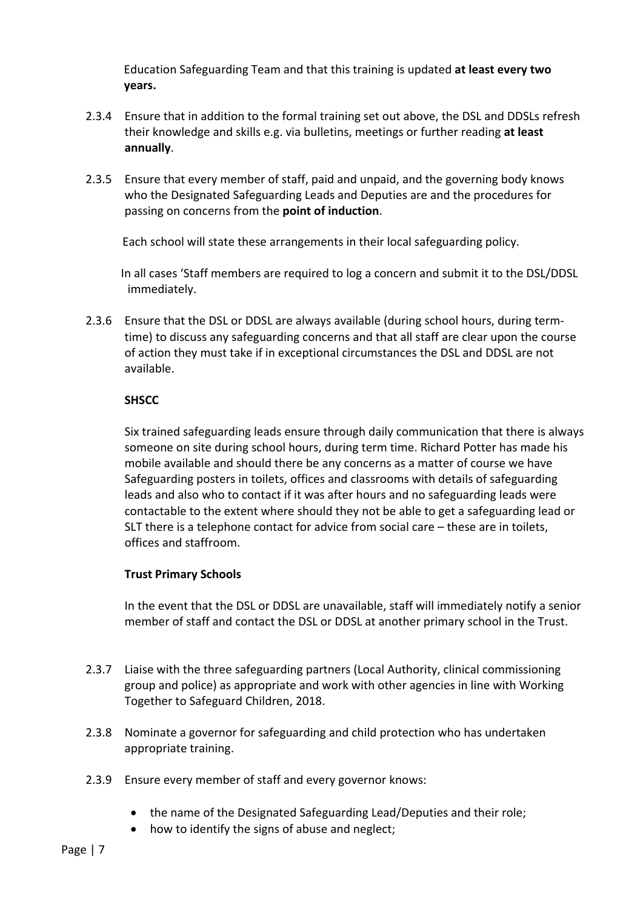Education Safeguarding Team and that this training is updated **at least every two years.**

2.3.4 Ensure that in addition to the formal training set out above, the DSL and DDSLs refresh their knowledge and skills e.g. via bulletins, meetings or further reading **at least annually**.

2.3.5 Ensure that every member of staff, paid and unpaid, and the governing body knows who the Designated Safeguarding Leads and Deputies are and the procedures for passing on concerns from the **point of induction**.

Each school will state these arrangements in their local safeguarding policy.

In all cases 'Staff members are required to log a concern and submit it to the DSL/DDSL immediately.

2.3.6 Ensure that the DSL or DDSL are always available (during school hours, during term-time) to discuss any safeguarding concerns and that all staff are clear upon the course of action they must take if in exceptional circumstances the DSL and DDSL are not available.

**SHSCC**

Six trained safeguarding leads ensure through daily communication that there is always someone on site during school hours, during term time. Richard Potter has made his mobile available and should there be any concerns as a matter of course we have Safeguarding posters in toilets, offices and classrooms with details of safeguarding leads and also who to contact if it was after hours and no safeguarding leads were contactable to the extent where should they not be able to get a safeguarding lead or SLT there is a telephone contact for advice from social care – these are in toilets, offices and staffroom.

**Trust Primary Schools**

In the event that the DSL or DDSL are unavailable, staff will immediately notify a senior member of staff and contact the DSL or DDSL at another primary school in the Trust.

2.3.7 Liaise with the three safeguarding partners (Local Authority, clinical commissioning group and police) as appropriate and work with other agencies in line with Working Together to Safeguard Children, 2018.

2.3.8 Nominate a governor for safeguarding and child protection who has undertaken appropriate training.

2.3.9 Ensure every member of staff and every governor knows:

- the name of the Designated Safeguarding Lead/Deputies and their role;
- how to identify the signs of abuse and neglect;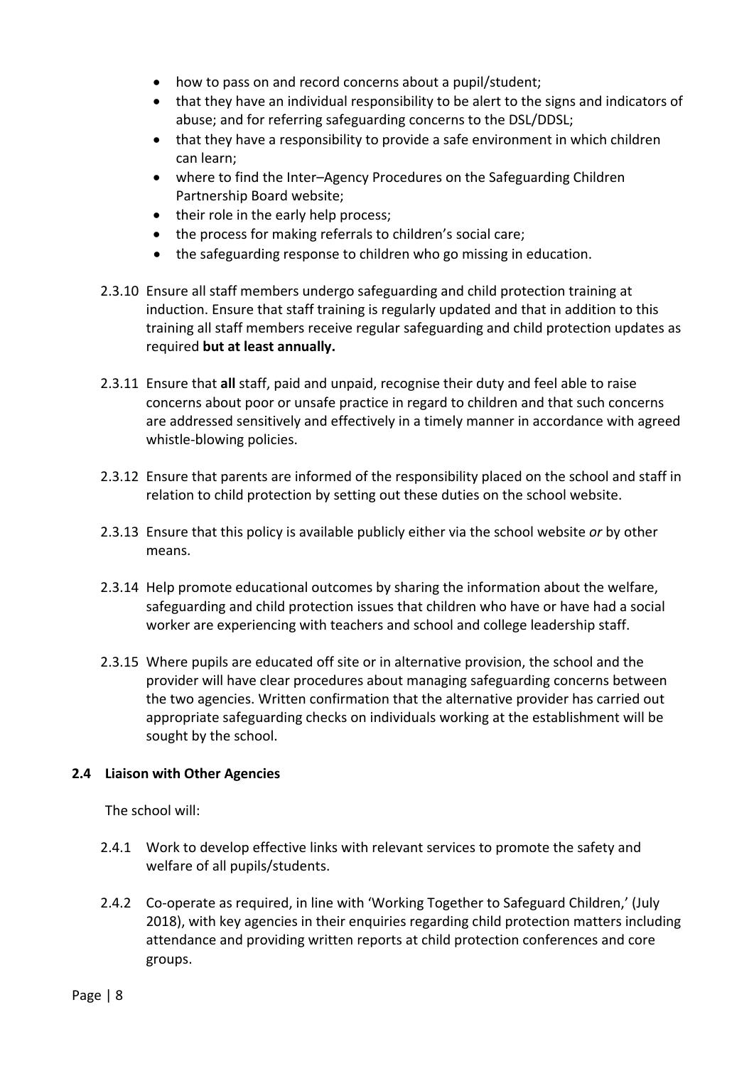- how to pass on and record concerns about a pupil/student;
- that they have an individual responsibility to be alert to the signs and indicators of abuse; and for referring safeguarding concerns to the DSL/DDSL;
- that they have a responsibility to provide a safe environment in which children can learn;
- where to find the Inter–Agency Procedures on the Safeguarding Children Partnership Board website;
- their role in the early help process;
- the process for making referrals to children's social care;
- the safeguarding response to children who go missing in education.

2.3.10 Ensure all staff members undergo safeguarding and child protection training at induction. Ensure that staff training is regularly updated and that in addition to this training all staff members receive regular safeguarding and child protection updates as required **but at least annually.**

2.3.11 Ensure that **all** staff, paid and unpaid, recognise their duty and feel able to raise concerns about poor or unsafe practice in regard to children and that such concerns are addressed sensitively and effectively in a timely manner in accordance with agreed whistle-blowing policies.

2.3.12 Ensure that parents are informed of the responsibility placed on the school and staff in relation to child protection by setting out these duties on the school website.

2.3.13 Ensure that this policy is available publicly either via the school website *or* by other means.

2.3.14 Help promote educational outcomes by sharing the information about the welfare, safeguarding and child protection issues that children who have or have had a social worker are experiencing with teachers and school and college leadership staff.

2.3.15 Where pupils are educated off site or in alternative provision, the school and the provider will have clear procedures about managing safeguarding concerns between the two agencies. Written confirmation that the alternative provider has carried out appropriate safeguarding checks on individuals working at the establishment will be sought by the school.

### 2.4 Liaison with Other Agencies

The school will:

2.4.1 Work to develop effective links with relevant services to promote the safety and welfare of all pupils/students.

2.4.2 Co-operate as required, in line with 'Working Together to Safeguard Children,' (July 2018), with key agencies in their enquiries regarding child protection matters including attendance and providing written reports at child protection conferences and core groups.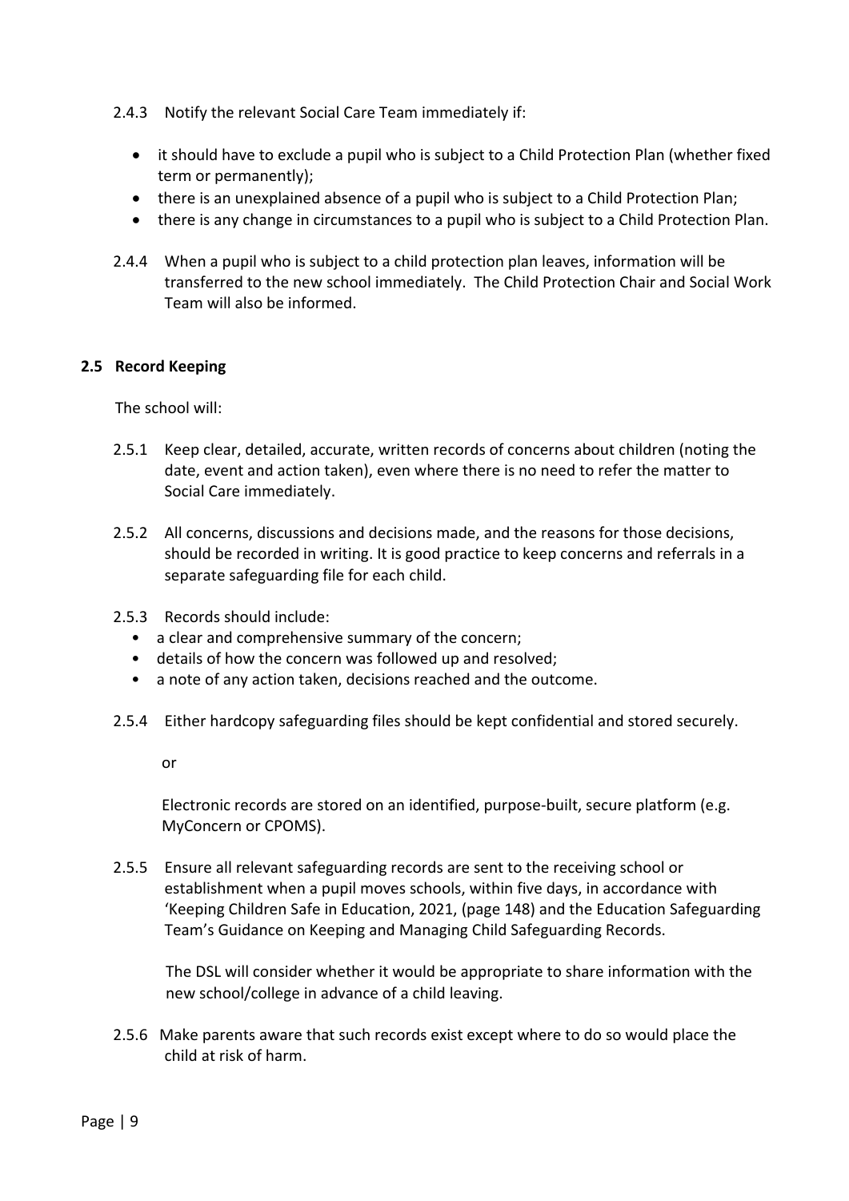2.4.3 Notify the relevant Social Care Team immediately if:

- it should have to exclude a pupil who is subject to a Child Protection Plan (whether fixed term or permanently);
- there is an unexplained absence of a pupil who is subject to a Child Protection Plan;
- there is any change in circumstances to a pupil who is subject to a Child Protection Plan.

2.4.4 When a pupil who is subject to a child protection plan leaves, information will be transferred to the new school immediately. The Child Protection Chair and Social Work Team will also be informed.

## 2.5 Record Keeping

The school will:

2.5.1 Keep clear, detailed, accurate, written records of concerns about children (noting the date, event and action taken), even where there is no need to refer the matter to Social Care immediately.

2.5.2 All concerns, discussions and decisions made, and the reasons for those decisions, should be recorded in writing. It is good practice to keep concerns and referrals in a separate safeguarding file for each child.

2.5.3 Records should include:

- a clear and comprehensive summary of the concern;
- details of how the concern was followed up and resolved;
- a note of any action taken, decisions reached and the outcome.

2.5.4 Either hardcopy safeguarding files should be kept confidential and stored securely.

or

Electronic records are stored on an identified, purpose-built, secure platform (e.g. MyConcern or CPOMS).

2.5.5 Ensure all relevant safeguarding records are sent to the receiving school or establishment when a pupil moves schools, within five days, in accordance with 'Keeping Children Safe in Education, 2021, (page 148) and the Education Safeguarding Team's Guidance on Keeping and Managing Child Safeguarding Records.

The DSL will consider whether it would be appropriate to share information with the new school/college in advance of a child leaving.

2.5.6 Make parents aware that such records exist except where to do so would place the child at risk of harm.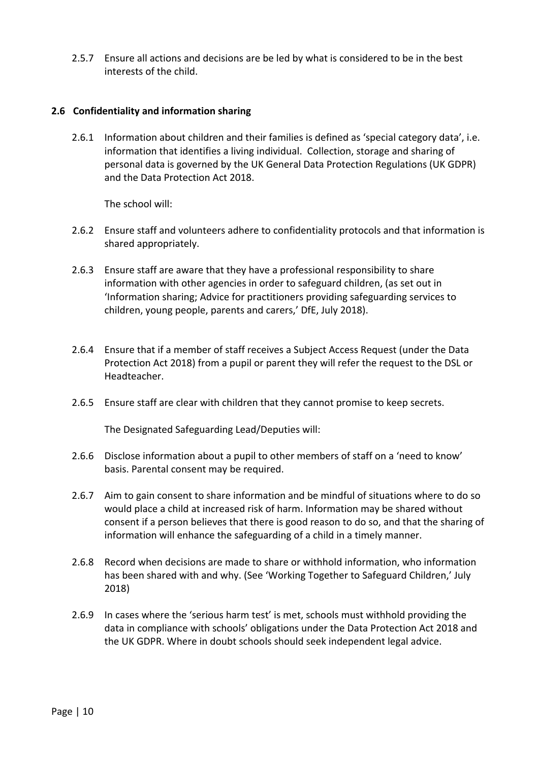2.5.7 Ensure all actions and decisions are be led by what is considered to be in the best interests of the child.

### 2.6 Confidentiality and information sharing

2.6.1 Information about children and their families is defined as 'special category data', i.e. information that identifies a living individual. Collection, storage and sharing of personal data is governed by the UK General Data Protection Regulations (UK GDPR) and the Data Protection Act 2018.

The school will:

2.6.2 Ensure staff and volunteers adhere to confidentiality protocols and that information is shared appropriately.

2.6.3 Ensure staff are aware that they have a professional responsibility to share information with other agencies in order to safeguard children, (as set out in 'Information sharing; Advice for practitioners providing safeguarding services to children, young people, parents and carers,' DfE, July 2018).

2.6.4 Ensure that if a member of staff receives a Subject Access Request (under the Data Protection Act 2018) from a pupil or parent they will refer the request to the DSL or Headteacher.

2.6.5 Ensure staff are clear with children that they cannot promise to keep secrets.

The Designated Safeguarding Lead/Deputies will:

2.6.6 Disclose information about a pupil to other members of staff on a 'need to know' basis. Parental consent may be required.

2.6.7 Aim to gain consent to share information and be mindful of situations where to do so would place a child at increased risk of harm. Information may be shared without consent if a person believes that there is good reason to do so, and that the sharing of information will enhance the safeguarding of a child in a timely manner.

2.6.8 Record when decisions are made to share or withhold information, who information has been shared with and why. (See 'Working Together to Safeguard Children,' July 2018)

2.6.9 In cases where the 'serious harm test' is met, schools must withhold providing the data in compliance with schools' obligations under the Data Protection Act 2018 and the UK GDPR. Where in doubt schools should seek independent legal advice.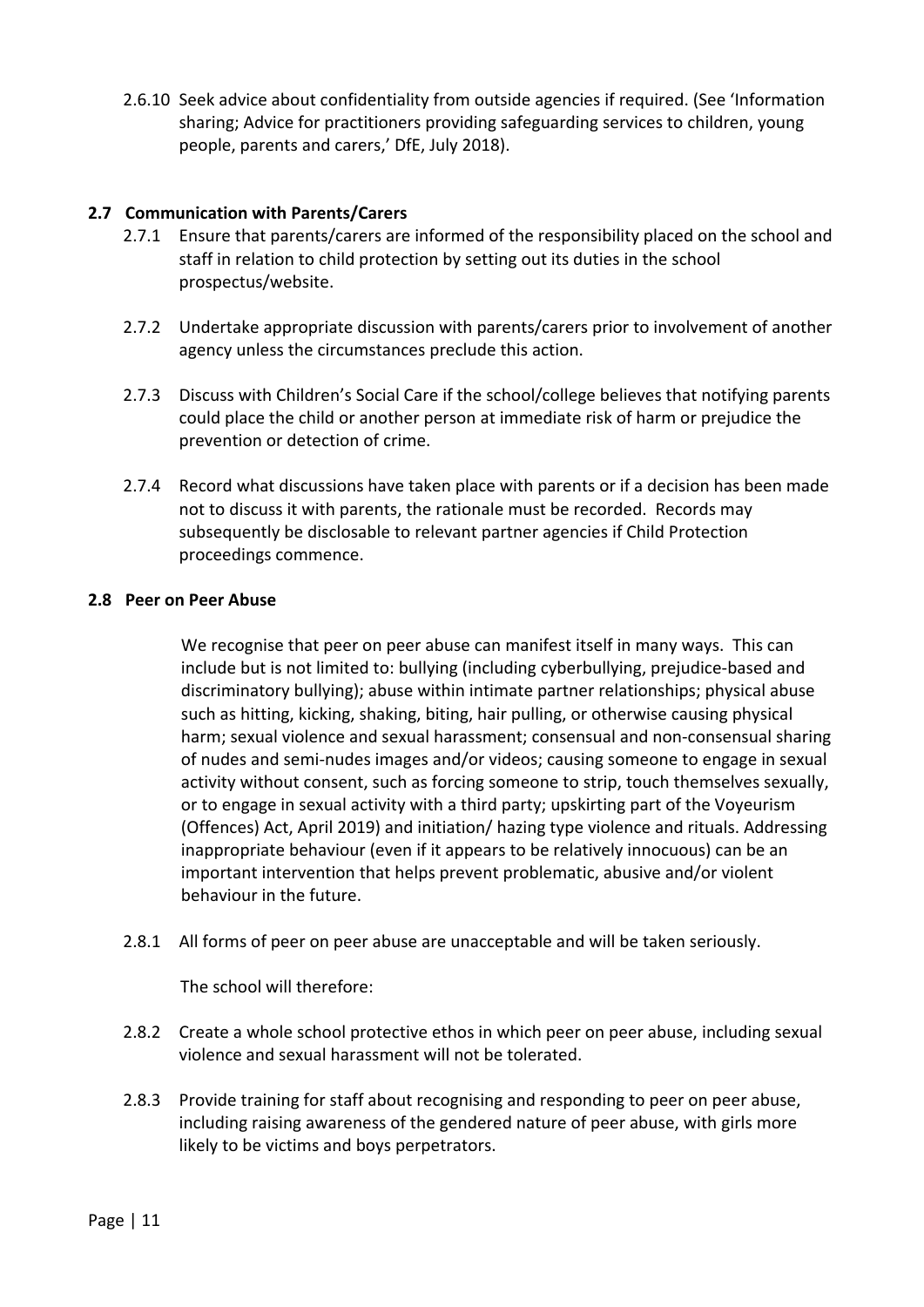2.6.10 Seek advice about confidentiality from outside agencies if required. (See 'Information sharing; Advice for practitioners providing safeguarding services to children, young people, parents and carers,' DfE, July 2018).

### 2.7 Communication with Parents/Carers

2.7.1 Ensure that parents/carers are informed of the responsibility placed on the school and staff in relation to child protection by setting out its duties in the school prospectus/website.

2.7.2 Undertake appropriate discussion with parents/carers prior to involvement of another agency unless the circumstances preclude this action.

2.7.3 Discuss with Children's Social Care if the school/college believes that notifying parents could place the child or another person at immediate risk of harm or prejudice the prevention or detection of crime.

2.7.4 Record what discussions have taken place with parents or if a decision has been made not to discuss it with parents, the rationale must be recorded. Records may subsequently be disclosable to relevant partner agencies if Child Protection proceedings commence.

### 2.8 Peer on Peer Abuse

We recognise that peer on peer abuse can manifest itself in many ways. This can include but is not limited to: bullying (including cyberbullying, prejudice-based and discriminatory bullying); abuse within intimate partner relationships; physical abuse such as hitting, kicking, shaking, biting, hair pulling, or otherwise causing physical harm; sexual violence and sexual harassment; consensual and non-consensual sharing of nudes and semi-nudes images and/or videos; causing someone to engage in sexual activity without consent, such as forcing someone to strip, touch themselves sexually, or to engage in sexual activity with a third party; upskirting part of the Voyeurism (Offences) Act, April 2019) and initiation/ hazing type violence and rituals. Addressing inappropriate behaviour (even if it appears to be relatively innocuous) can be an important intervention that helps prevent problematic, abusive and/or violent behaviour in the future.

2.8.1 All forms of peer on peer abuse are unacceptable and will be taken seriously.

The school will therefore:

2.8.2 Create a whole school protective ethos in which peer on peer abuse, including sexual violence and sexual harassment will not be tolerated.

2.8.3 Provide training for staff about recognising and responding to peer on peer abuse, including raising awareness of the gendered nature of peer abuse, with girls more likely to be victims and boys perpetrators.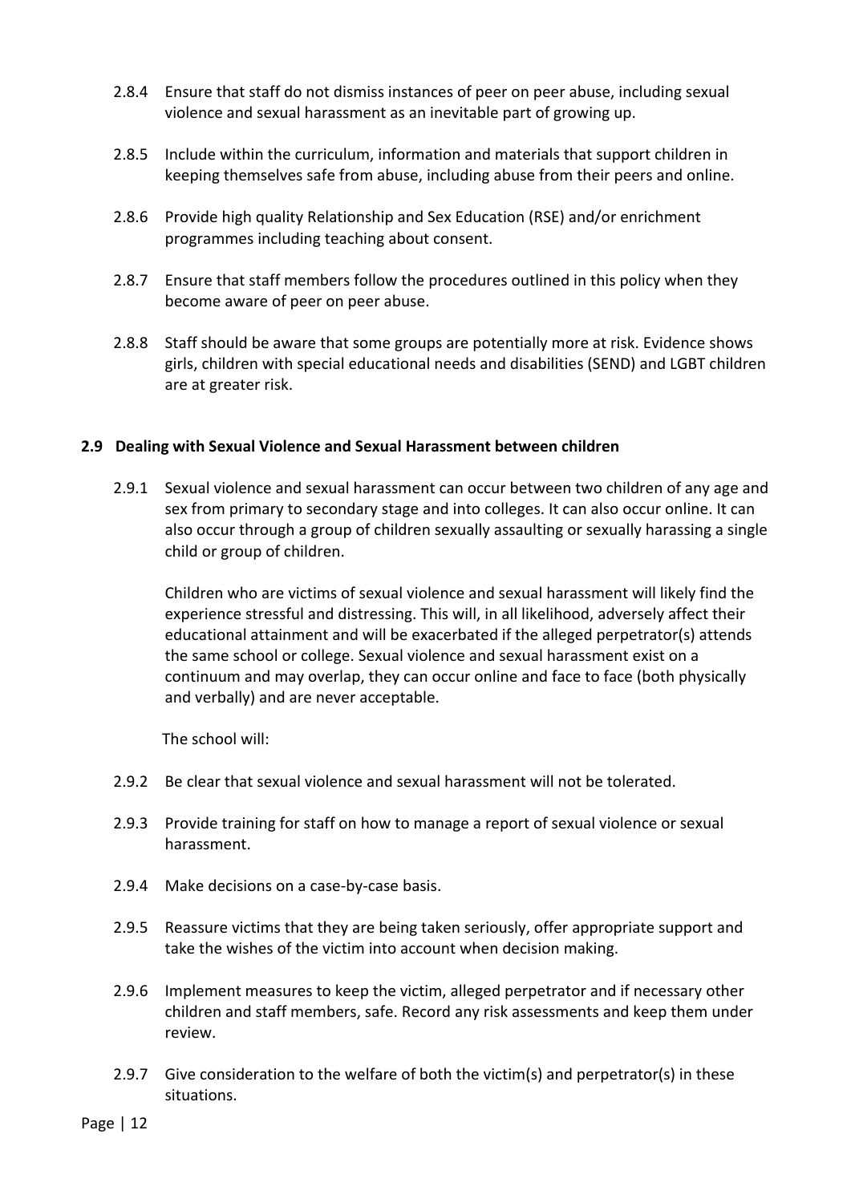2.8.4 Ensure that staff do not dismiss instances of peer on peer abuse, including sexual violence and sexual harassment as an inevitable part of growing up.

2.8.5 Include within the curriculum, information and materials that support children in keeping themselves safe from abuse, including abuse from their peers and online.

2.8.6 Provide high quality Relationship and Sex Education (RSE) and/or enrichment programmes including teaching about consent.

2.8.7 Ensure that staff members follow the procedures outlined in this policy when they become aware of peer on peer abuse.

2.8.8 Staff should be aware that some groups are potentially more at risk. Evidence shows girls, children with special educational needs and disabilities (SEND) and LGBT children are at greater risk.

### 2.9 Dealing with Sexual Violence and Sexual Harassment between children

2.9.1 Sexual violence and sexual harassment can occur between two children of any age and sex from primary to secondary stage and into colleges. It can also occur online. It can also occur through a group of children sexually assaulting or sexually harassing a single child or group of children.

Children who are victims of sexual violence and sexual harassment will likely find the experience stressful and distressing. This will, in all likelihood, adversely affect their educational attainment and will be exacerbated if the alleged perpetrator(s) attends the same school or college. Sexual violence and sexual harassment exist on a continuum and may overlap, they can occur online and face to face (both physically and verbally) and are never acceptable.

The school will:

2.9.2 Be clear that sexual violence and sexual harassment will not be tolerated.

2.9.3 Provide training for staff on how to manage a report of sexual violence or sexual harassment.

2.9.4 Make decisions on a case-by-case basis.

2.9.5 Reassure victims that they are being taken seriously, offer appropriate support and take the wishes of the victim into account when decision making.

2.9.6 Implement measures to keep the victim, alleged perpetrator and if necessary other children and staff members, safe. Record any risk assessments and keep them under review.

2.9.7 Give consideration to the welfare of both the victim(s) and perpetrator(s) in these situations.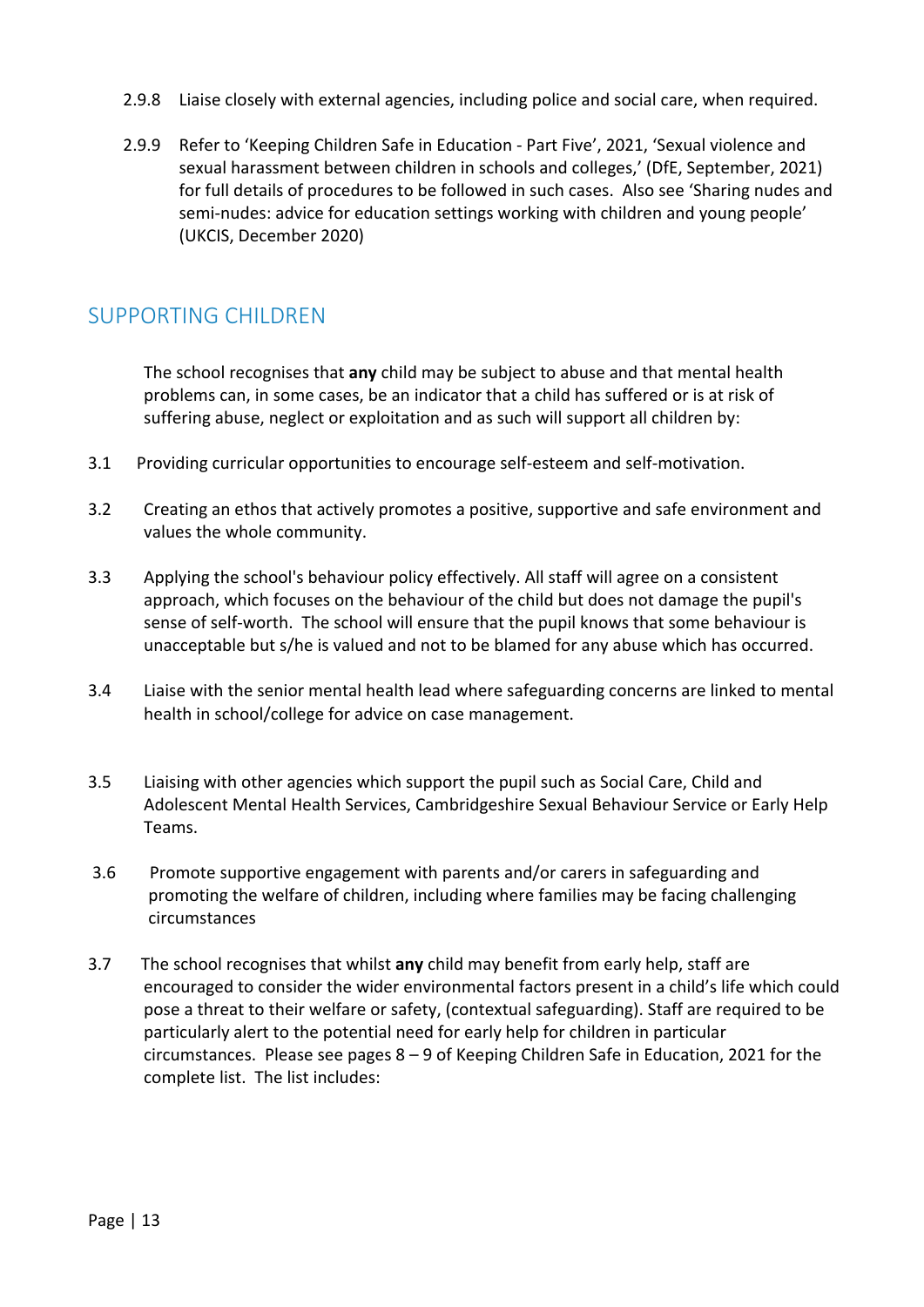2.9.8 Liaise closely with external agencies, including police and social care, when required.

2.9.9 Refer to 'Keeping Children Safe in Education - Part Five', 2021, 'Sexual violence and sexual harassment between children in schools and colleges,' (DfE, September, 2021) for full details of procedures to be followed in such cases. Also see 'Sharing nudes and semi-nudes: advice for education settings working with children and young people' (UKCIS, December 2020)

## SUPPORTING CHILDREN

The school recognises that **any** child may be subject to abuse and that mental health problems can, in some cases, be an indicator that a child has suffered or is at risk of suffering abuse, neglect or exploitation and as such will support all children by:

3.1 Providing curricular opportunities to encourage self-esteem and self-motivation.

3.2 Creating an ethos that actively promotes a positive, supportive and safe environment and values the whole community.

3.3 Applying the school's behaviour policy effectively. All staff will agree on a consistent approach, which focuses on the behaviour of the child but does not damage the pupil's sense of self-worth. The school will ensure that the pupil knows that some behaviour is unacceptable but s/he is valued and not to be blamed for any abuse which has occurred.

3.4 Liaise with the senior mental health lead where safeguarding concerns are linked to mental health in school/college for advice on case management.

3.5 Liaising with other agencies which support the pupil such as Social Care, Child and Adolescent Mental Health Services, Cambridgeshire Sexual Behaviour Service or Early Help Teams.

3.6 Promote supportive engagement with parents and/or carers in safeguarding and promoting the welfare of children, including where families may be facing challenging circumstances

3.7 The school recognises that whilst **any** child may benefit from early help, staff are encouraged to consider the wider environmental factors present in a child's life which could pose a threat to their welfare or safety, (contextual safeguarding). Staff are required to be particularly alert to the potential need for early help for children in particular circumstances. Please see pages 8 – 9 of Keeping Children Safe in Education, 2021 for the complete list. The list includes: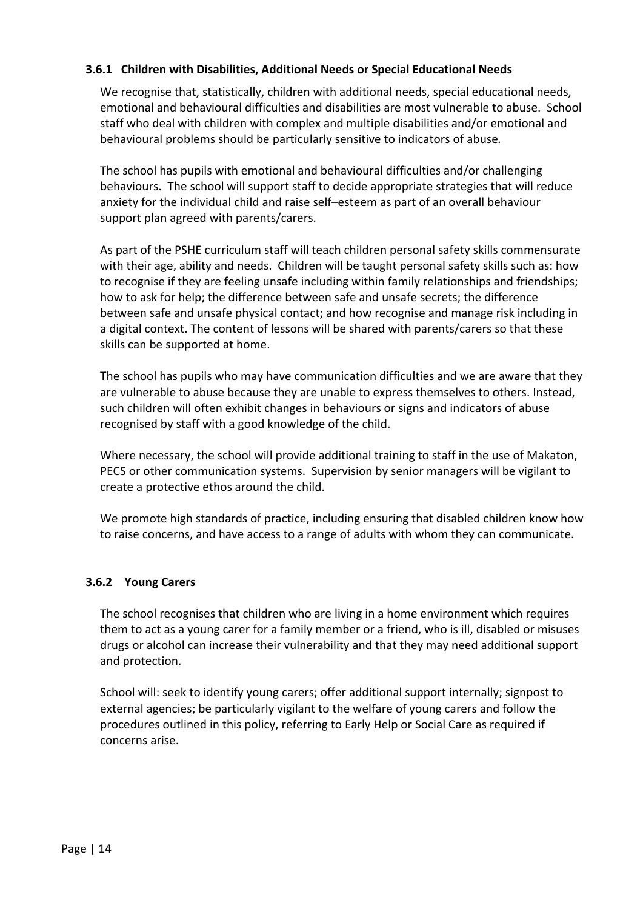### 3.6.1 Children with Disabilities, Additional Needs or Special Educational Needs

We recognise that, statistically, children with additional needs, special educational needs, emotional and behavioural difficulties and disabilities are most vulnerable to abuse. School staff who deal with children with complex and multiple disabilities and/or emotional and behavioural problems should be particularly sensitive to indicators of abuse.

The school has pupils with emotional and behavioural difficulties and/or challenging behaviours. The school will support staff to decide appropriate strategies that will reduce anxiety for the individual child and raise self–esteem as part of an overall behaviour support plan agreed with parents/carers.

As part of the PSHE curriculum staff will teach children personal safety skills commensurate with their age, ability and needs. Children will be taught personal safety skills such as: how to recognise if they are feeling unsafe including within family relationships and friendships; how to ask for help; the difference between safe and unsafe secrets; the difference between safe and unsafe physical contact; and how recognise and manage risk including in a digital context. The content of lessons will be shared with parents/carers so that these skills can be supported at home.

The school has pupils who may have communication difficulties and we are aware that they are vulnerable to abuse because they are unable to express themselves to others. Instead, such children will often exhibit changes in behaviours or signs and indicators of abuse recognised by staff with a good knowledge of the child.

Where necessary, the school will provide additional training to staff in the use of Makaton, PECS or other communication systems. Supervision by senior managers will be vigilant to create a protective ethos around the child.

We promote high standards of practice, including ensuring that disabled children know how to raise concerns, and have access to a range of adults with whom they can communicate.

### 3.6.2 Young Carers

The school recognises that children who are living in a home environment which requires them to act as a young carer for a family member or a friend, who is ill, disabled or misuses drugs or alcohol can increase their vulnerability and that they may need additional support and protection.

School will: seek to identify young carers; offer additional support internally; signpost to external agencies; be particularly vigilant to the welfare of young carers and follow the procedures outlined in this policy, referring to Early Help or Social Care as required if concerns arise.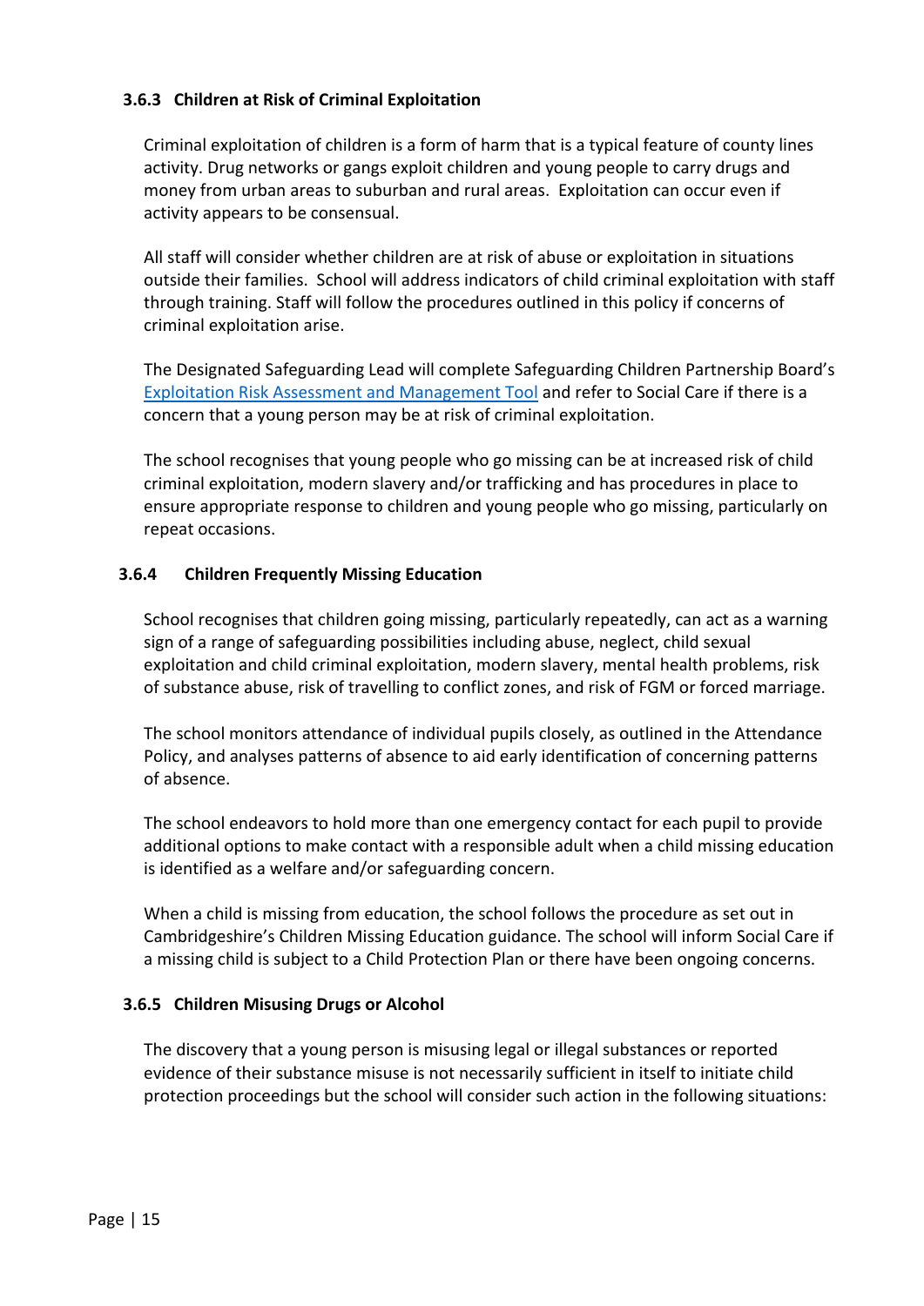### 3.6.3 Children at Risk of Criminal Exploitation

Criminal exploitation of children is a form of harm that is a typical feature of county lines activity. Drug networks or gangs exploit children and young people to carry drugs and money from urban areas to suburban and rural areas. Exploitation can occur even if activity appears to be consensual.

All staff will consider whether children are at risk of abuse or exploitation in situations outside their families. School will address indicators of child criminal exploitation with staff through training. Staff will follow the procedures outlined in this policy if concerns of criminal exploitation arise.

The Designated Safeguarding Lead will complete Safeguarding Children Partnership Board's Exploitation Risk Assessment and Management Tool and refer to Social Care if there is a concern that a young person may be at risk of criminal exploitation.

The school recognises that young people who go missing can be at increased risk of child criminal exploitation, modern slavery and/or trafficking and has procedures in place to ensure appropriate response to children and young people who go missing, particularly on repeat occasions.

### 3.6.4 Children Frequently Missing Education

School recognises that children going missing, particularly repeatedly, can act as a warning sign of a range of safeguarding possibilities including abuse, neglect, child sexual exploitation and child criminal exploitation, modern slavery, mental health problems, risk of substance abuse, risk of travelling to conflict zones, and risk of FGM or forced marriage.

The school monitors attendance of individual pupils closely, as outlined in the Attendance Policy, and analyses patterns of absence to aid early identification of concerning patterns of absence.

The school endeavors to hold more than one emergency contact for each pupil to provide additional options to make contact with a responsible adult when a child missing education is identified as a welfare and/or safeguarding concern.

When a child is missing from education, the school follows the procedure as set out in Cambridgeshire's Children Missing Education guidance. The school will inform Social Care if a missing child is subject to a Child Protection Plan or there have been ongoing concerns.

### 3.6.5 Children Misusing Drugs or Alcohol

The discovery that a young person is misusing legal or illegal substances or reported evidence of their substance misuse is not necessarily sufficient in itself to initiate child protection proceedings but the school will consider such action in the following situations: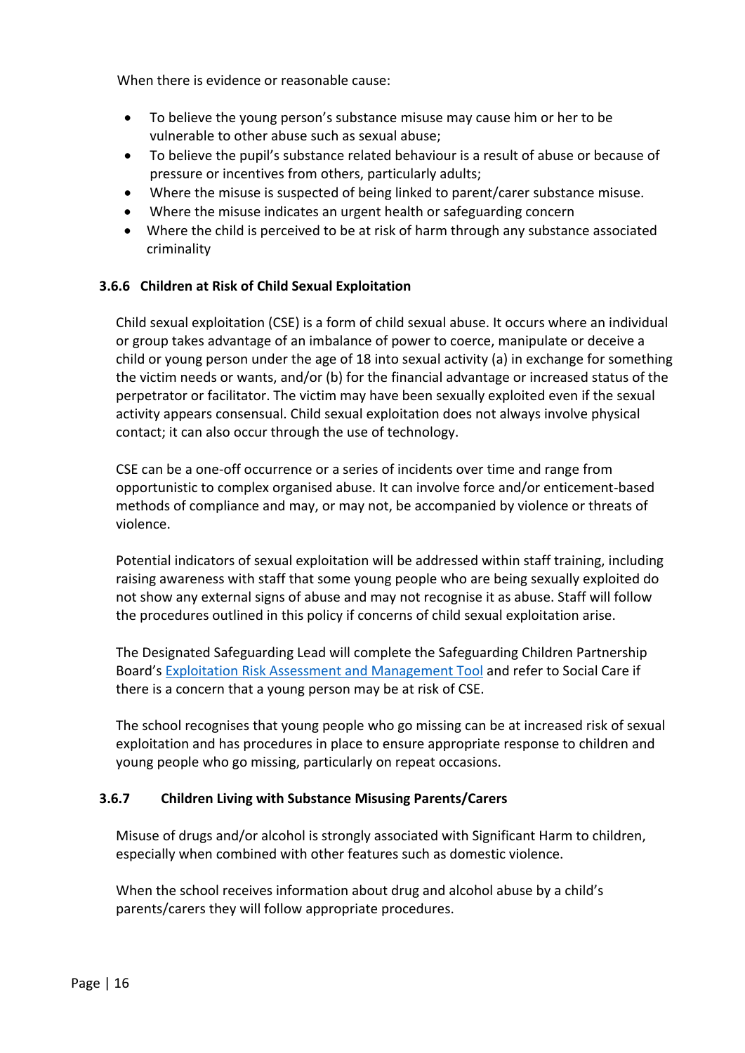When there is evidence or reasonable cause:

- To believe the young person's substance misuse may cause him or her to be vulnerable to other abuse such as sexual abuse;
- To believe the pupil's substance related behaviour is a result of abuse or because of pressure or incentives from others, particularly adults;
- Where the misuse is suspected of being linked to parent/carer substance misuse.
- Where the misuse indicates an urgent health or safeguarding concern
- Where the child is perceived to be at risk of harm through any substance associated criminality

### 3.6.6 Children at Risk of Child Sexual Exploitation

Child sexual exploitation (CSE) is a form of child sexual abuse. It occurs where an individual or group takes advantage of an imbalance of power to coerce, manipulate or deceive a child or young person under the age of 18 into sexual activity (a) in exchange for something the victim needs or wants, and/or (b) for the financial advantage or increased status of the perpetrator or facilitator. The victim may have been sexually exploited even if the sexual activity appears consensual. Child sexual exploitation does not always involve physical contact; it can also occur through the use of technology.

CSE can be a one-off occurrence or a series of incidents over time and range from opportunistic to complex organised abuse. It can involve force and/or enticement-based methods of compliance and may, or may not, be accompanied by violence or threats of violence.

Potential indicators of sexual exploitation will be addressed within staff training, including raising awareness with staff that some young people who are being sexually exploited do not show any external signs of abuse and may not recognise it as abuse. Staff will follow the procedures outlined in this policy if concerns of child sexual exploitation arise.

The Designated Safeguarding Lead will complete the Safeguarding Children Partnership Board's Exploitation Risk Assessment and Management Tool and refer to Social Care if there is a concern that a young person may be at risk of CSE.

The school recognises that young people who go missing can be at increased risk of sexual exploitation and has procedures in place to ensure appropriate response to children and young people who go missing, particularly on repeat occasions.

### 3.6.7 Children Living with Substance Misusing Parents/Carers

Misuse of drugs and/or alcohol is strongly associated with Significant Harm to children, especially when combined with other features such as domestic violence.

When the school receives information about drug and alcohol abuse by a child's parents/carers they will follow appropriate procedures.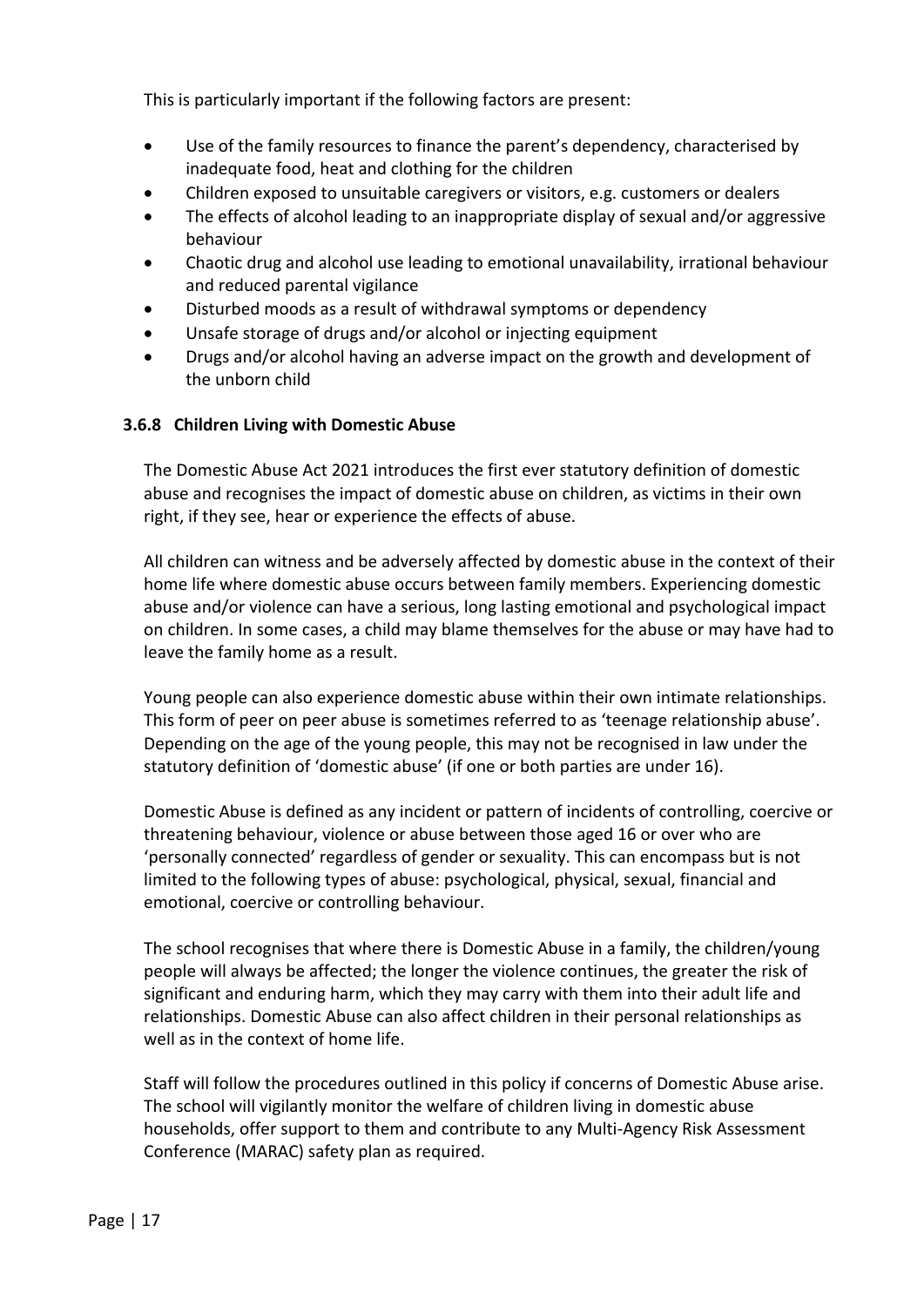This is particularly important if the following factors are present:

- Use of the family resources to finance the parent's dependency, characterised by inadequate food, heat and clothing for the children
- Children exposed to unsuitable caregivers or visitors, e.g. customers or dealers
- The effects of alcohol leading to an inappropriate display of sexual and/or aggressive behaviour
- Chaotic drug and alcohol use leading to emotional unavailability, irrational behaviour and reduced parental vigilance
- Disturbed moods as a result of withdrawal symptoms or dependency
- Unsafe storage of drugs and/or alcohol or injecting equipment
- Drugs and/or alcohol having an adverse impact on the growth and development of the unborn child

### 3.6.8 Children Living with Domestic Abuse

The Domestic Abuse Act 2021 introduces the first ever statutory definition of domestic abuse and recognises the impact of domestic abuse on children, as victims in their own right, if they see, hear or experience the effects of abuse.

All children can witness and be adversely affected by domestic abuse in the context of their home life where domestic abuse occurs between family members. Experiencing domestic abuse and/or violence can have a serious, long lasting emotional and psychological impact on children. In some cases, a child may blame themselves for the abuse or may have had to leave the family home as a result.

Young people can also experience domestic abuse within their own intimate relationships. This form of peer on peer abuse is sometimes referred to as 'teenage relationship abuse'. Depending on the age of the young people, this may not be recognised in law under the statutory definition of 'domestic abuse' (if one or both parties are under 16).

Domestic Abuse is defined as any incident or pattern of incidents of controlling, coercive or threatening behaviour, violence or abuse between those aged 16 or over who are 'personally connected' regardless of gender or sexuality. This can encompass but is not limited to the following types of abuse: psychological, physical, sexual, financial and emotional, coercive or controlling behaviour.

The school recognises that where there is Domestic Abuse in a family, the children/young people will always be affected; the longer the violence continues, the greater the risk of significant and enduring harm, which they may carry with them into their adult life and relationships. Domestic Abuse can also affect children in their personal relationships as well as in the context of home life.

Staff will follow the procedures outlined in this policy if concerns of Domestic Abuse arise. The school will vigilantly monitor the welfare of children living in domestic abuse households, offer support to them and contribute to any Multi-Agency Risk Assessment Conference (MARAC) safety plan as required.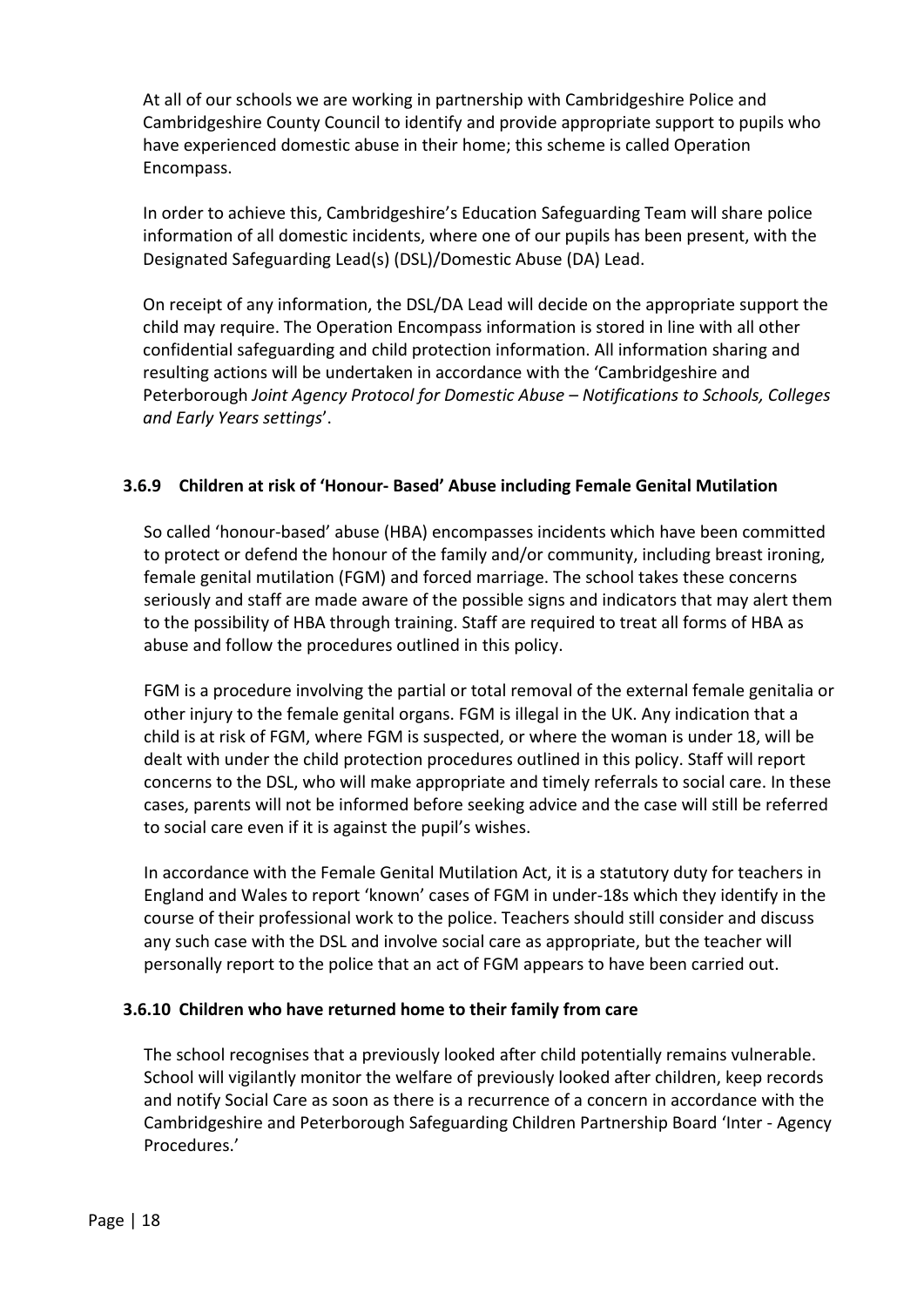At all of our schools we are working in partnership with Cambridgeshire Police and Cambridgeshire County Council to identify and provide appropriate support to pupils who have experienced domestic abuse in their home; this scheme is called Operation Encompass.

In order to achieve this, Cambridgeshire's Education Safeguarding Team will share police information of all domestic incidents, where one of our pupils has been present, with the Designated Safeguarding Lead(s) (DSL)/Domestic Abuse (DA) Lead.

On receipt of any information, the DSL/DA Lead will decide on the appropriate support the child may require. The Operation Encompass information is stored in line with all other confidential safeguarding and child protection information. All information sharing and resulting actions will be undertaken in accordance with the 'Cambridgeshire and Peterborough *Joint Agency Protocol for Domestic Abuse – Notifications to Schools, Colleges and Early Years settings*'.

### 3.6.9 Children at risk of 'Honour- Based' Abuse including Female Genital Mutilation

So called 'honour-based' abuse (HBA) encompasses incidents which have been committed to protect or defend the honour of the family and/or community, including breast ironing, female genital mutilation (FGM) and forced marriage. The school takes these concerns seriously and staff are made aware of the possible signs and indicators that may alert them to the possibility of HBA through training. Staff are required to treat all forms of HBA as abuse and follow the procedures outlined in this policy.

FGM is a procedure involving the partial or total removal of the external female genitalia or other injury to the female genital organs. FGM is illegal in the UK. Any indication that a child is at risk of FGM, where FGM is suspected, or where the woman is under 18, will be dealt with under the child protection procedures outlined in this policy. Staff will report concerns to the DSL, who will make appropriate and timely referrals to social care. In these cases, parents will not be informed before seeking advice and the case will still be referred to social care even if it is against the pupil's wishes.

In accordance with the Female Genital Mutilation Act, it is a statutory duty for teachers in England and Wales to report 'known' cases of FGM in under-18s which they identify in the course of their professional work to the police. Teachers should still consider and discuss any such case with the DSL and involve social care as appropriate, but the teacher will personally report to the police that an act of FGM appears to have been carried out.

### 3.6.10 Children who have returned home to their family from care

The school recognises that a previously looked after child potentially remains vulnerable. School will vigilantly monitor the welfare of previously looked after children, keep records and notify Social Care as soon as there is a recurrence of a concern in accordance with the Cambridgeshire and Peterborough Safeguarding Children Partnership Board 'Inter - Agency Procedures.'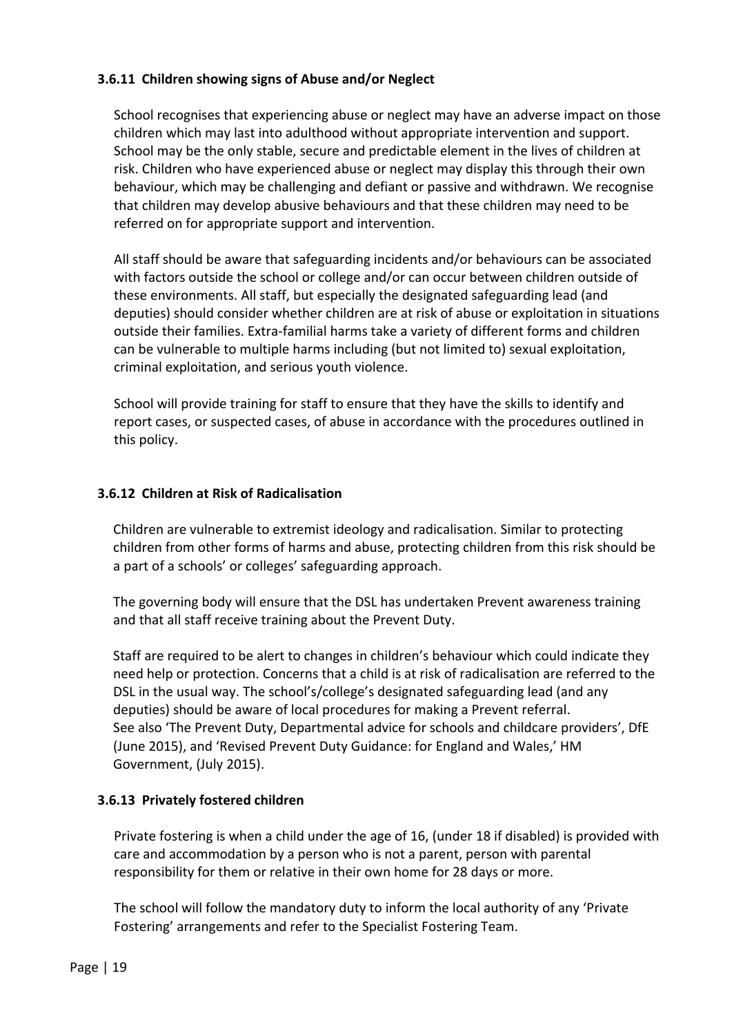#### 3.6.11 Children showing signs of Abuse and/or Neglect

School recognises that experiencing abuse or neglect may have an adverse impact on those children which may last into adulthood without appropriate intervention and support. School may be the only stable, secure and predictable element in the lives of children at risk. Children who have experienced abuse or neglect may display this through their own behaviour, which may be challenging and defiant or passive and withdrawn. We recognise that children may develop abusive behaviours and that these children may need to be referred on for appropriate support and intervention.

All staff should be aware that safeguarding incidents and/or behaviours can be associated with factors outside the school or college and/or can occur between children outside of these environments. All staff, but especially the designated safeguarding lead (and deputies) should consider whether children are at risk of abuse or exploitation in situations outside their families. Extra-familial harms take a variety of different forms and children can be vulnerable to multiple harms including (but not limited to) sexual exploitation, criminal exploitation, and serious youth violence.

School will provide training for staff to ensure that they have the skills to identify and report cases, or suspected cases, of abuse in accordance with the procedures outlined in this policy.

#### 3.6.12 Children at Risk of Radicalisation

Children are vulnerable to extremist ideology and radicalisation. Similar to protecting children from other forms of harms and abuse, protecting children from this risk should be a part of a schools' or colleges' safeguarding approach.

The governing body will ensure that the DSL has undertaken Prevent awareness training and that all staff receive training about the Prevent Duty.

Staff are required to be alert to changes in children's behaviour which could indicate they need help or protection. Concerns that a child is at risk of radicalisation are referred to the DSL in the usual way. The school's/college's designated safeguarding lead (and any deputies) should be aware of local procedures for making a Prevent referral.
See also 'The Prevent Duty, Departmental advice for schools and childcare providers', DfE (June 2015), and 'Revised Prevent Duty Guidance: for England and Wales,' HM Government, (July 2015).

#### 3.6.13 Privately fostered children

Private fostering is when a child under the age of 16, (under 18 if disabled) is provided with care and accommodation by a person who is not a parent, person with parental responsibility for them or relative in their own home for 28 days or more.

The school will follow the mandatory duty to inform the local authority of any 'Private Fostering' arrangements and refer to the Specialist Fostering Team.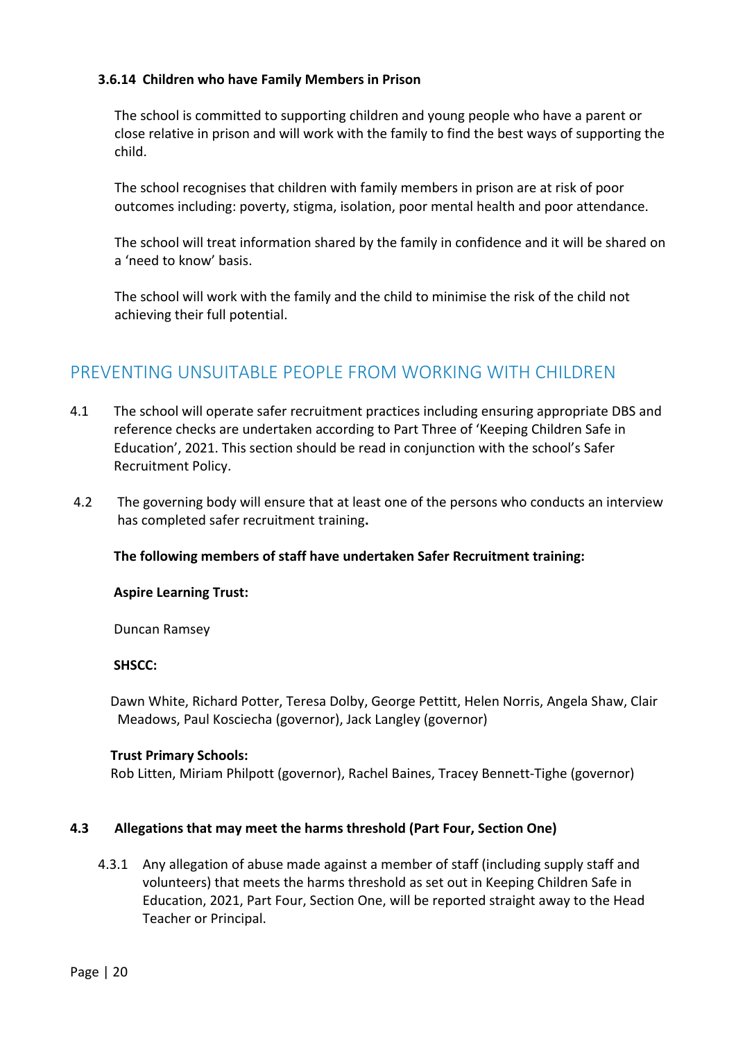#### 3.6.14 Children who have Family Members in Prison

The school is committed to supporting children and young people who have a parent or close relative in prison and will work with the family to find the best ways of supporting the child.

The school recognises that children with family members in prison are at risk of poor outcomes including: poverty, stigma, isolation, poor mental health and poor attendance.

The school will treat information shared by the family in confidence and it will be shared on a 'need to know' basis.

The school will work with the family and the child to minimise the risk of the child not achieving their full potential.

## PREVENTING UNSUITABLE PEOPLE FROM WORKING WITH CHILDREN

4.1 The school will operate safer recruitment practices including ensuring appropriate DBS and reference checks are undertaken according to Part Three of 'Keeping Children Safe in Education', 2021. This section should be read in conjunction with the school's Safer Recruitment Policy.

4.2 The governing body will ensure that at least one of the persons who conducts an interview has completed safer recruitment training**.**

**The following members of staff have undertaken Safer Recruitment training:**

**Aspire Learning Trust:**

Duncan Ramsey

**SHSCC:**

Dawn White, Richard Potter, Teresa Dolby, George Pettitt, Helen Norris, Angela Shaw, Clair Meadows, Paul Kosciecha (governor), Jack Langley (governor)

**Trust Primary Schools:**
Rob Litten, Miriam Philpott (governor), Rachel Baines, Tracey Bennett-Tighe (governor)

### 4.3 Allegations that may meet the harms threshold (Part Four, Section One)

4.3.1 Any allegation of abuse made against a member of staff (including supply staff and volunteers) that meets the harms threshold as set out in Keeping Children Safe in Education, 2021, Part Four, Section One, will be reported straight away to the Head Teacher or Principal.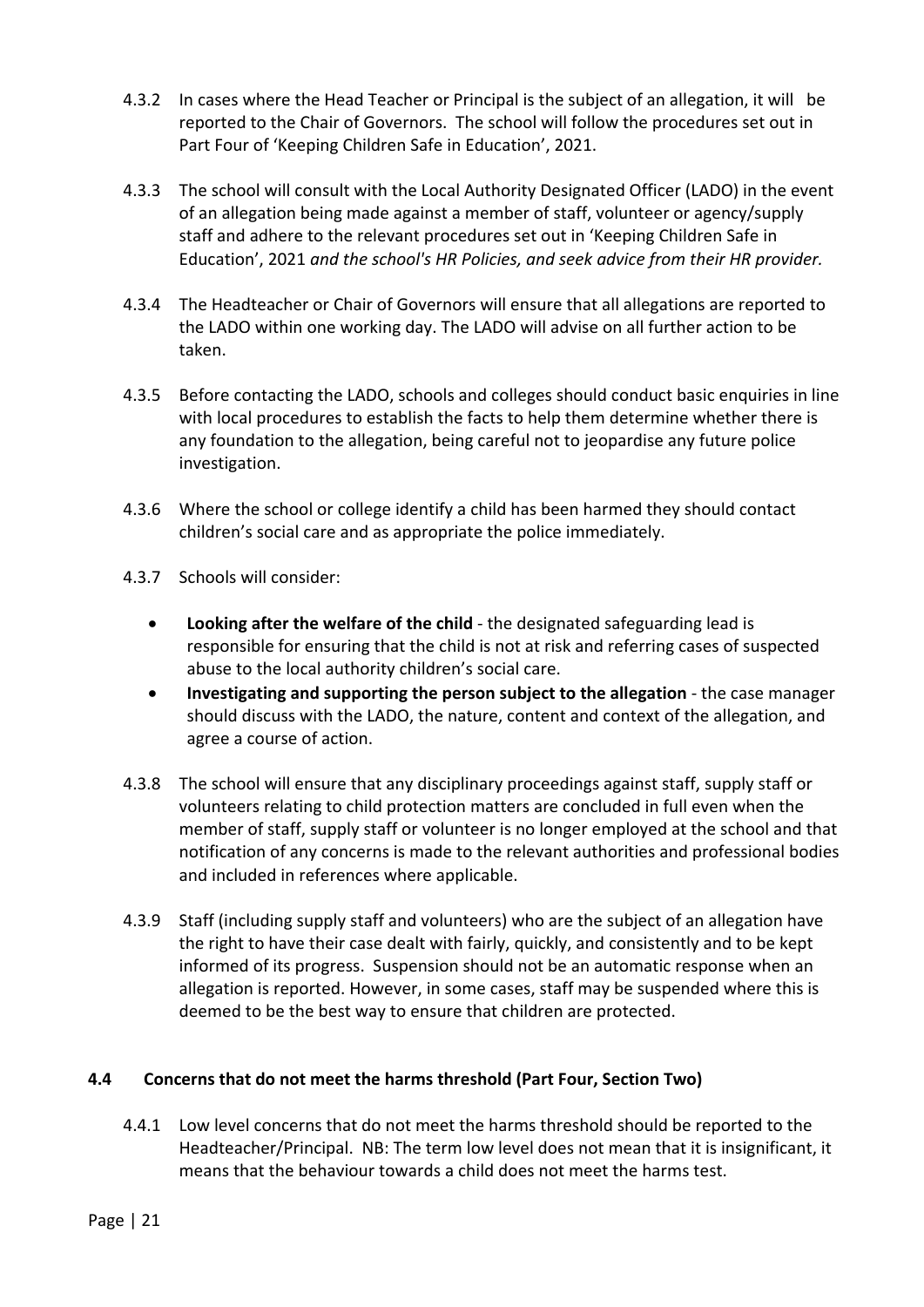4.3.2 In cases where the Head Teacher or Principal is the subject of an allegation, it will be reported to the Chair of Governors. The school will follow the procedures set out in Part Four of 'Keeping Children Safe in Education', 2021.

4.3.3 The school will consult with the Local Authority Designated Officer (LADO) in the event of an allegation being made against a member of staff, volunteer or agency/supply staff and adhere to the relevant procedures set out in 'Keeping Children Safe in Education', 2021 *and the school's HR Policies, and seek advice from their HR provider.*

4.3.4 The Headteacher or Chair of Governors will ensure that all allegations are reported to the LADO within one working day. The LADO will advise on all further action to be taken.

4.3.5 Before contacting the LADO, schools and colleges should conduct basic enquiries in line with local procedures to establish the facts to help them determine whether there is any foundation to the allegation, being careful not to jeopardise any future police investigation.

4.3.6 Where the school or college identify a child has been harmed they should contact children's social care and as appropriate the police immediately.

4.3.7 Schools will consider:

- **Looking after the welfare of the child** - the designated safeguarding lead is responsible for ensuring that the child is not at risk and referring cases of suspected abuse to the local authority children's social care.
- **Investigating and supporting the person subject to the allegation** - the case manager should discuss with the LADO, the nature, content and context of the allegation, and agree a course of action.

4.3.8 The school will ensure that any disciplinary proceedings against staff, supply staff or volunteers relating to child protection matters are concluded in full even when the member of staff, supply staff or volunteer is no longer employed at the school and that notification of any concerns is made to the relevant authorities and professional bodies and included in references where applicable.

4.3.9 Staff (including supply staff and volunteers) who are the subject of an allegation have the right to have their case dealt with fairly, quickly, and consistently and to be kept informed of its progress. Suspension should not be an automatic response when an allegation is reported. However, in some cases, staff may be suspended where this is deemed to be the best way to ensure that children are protected.

### 4.4 Concerns that do not meet the harms threshold (Part Four, Section Two)

4.4.1 Low level concerns that do not meet the harms threshold should be reported to the Headteacher/Principal. NB: The term low level does not mean that it is insignificant, it means that the behaviour towards a child does not meet the harms test.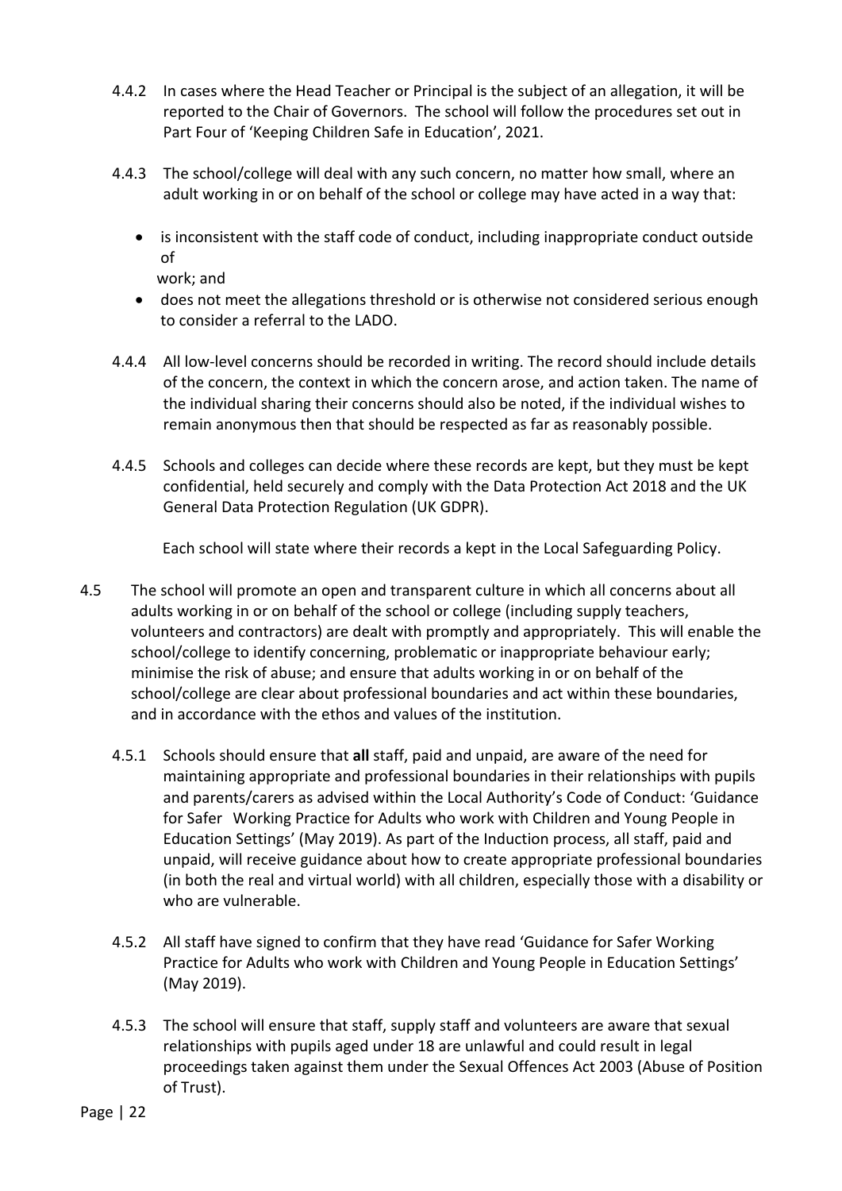4.4.2 In cases where the Head Teacher or Principal is the subject of an allegation, it will be reported to the Chair of Governors. The school will follow the procedures set out in Part Four of 'Keeping Children Safe in Education', 2021.

4.4.3 The school/college will deal with any such concern, no matter how small, where an adult working in or on behalf of the school or college may have acted in a way that:

- is inconsistent with the staff code of conduct, including inappropriate conduct outside of work; and
- does not meet the allegations threshold or is otherwise not considered serious enough to consider a referral to the LADO.

4.4.4 All low-level concerns should be recorded in writing. The record should include details of the concern, the context in which the concern arose, and action taken. The name of the individual sharing their concerns should also be noted, if the individual wishes to remain anonymous then that should be respected as far as reasonably possible.

4.4.5 Schools and colleges can decide where these records are kept, but they must be kept confidential, held securely and comply with the Data Protection Act 2018 and the UK General Data Protection Regulation (UK GDPR).

Each school will state where their records a kept in the Local Safeguarding Policy.

4.5 The school will promote an open and transparent culture in which all concerns about all adults working in or on behalf of the school or college (including supply teachers, volunteers and contractors) are dealt with promptly and appropriately. This will enable the school/college to identify concerning, problematic or inappropriate behaviour early; minimise the risk of abuse; and ensure that adults working in or on behalf of the school/college are clear about professional boundaries and act within these boundaries, and in accordance with the ethos and values of the institution.

4.5.1 Schools should ensure that **all** staff, paid and unpaid, are aware of the need for maintaining appropriate and professional boundaries in their relationships with pupils and parents/carers as advised within the Local Authority's Code of Conduct: 'Guidance for Safer Working Practice for Adults who work with Children and Young People in Education Settings' (May 2019). As part of the Induction process, all staff, paid and unpaid, will receive guidance about how to create appropriate professional boundaries (in both the real and virtual world) with all children, especially those with a disability or who are vulnerable.

4.5.2 All staff have signed to confirm that they have read 'Guidance for Safer Working Practice for Adults who work with Children and Young People in Education Settings' (May 2019).

4.5.3 The school will ensure that staff, supply staff and volunteers are aware that sexual relationships with pupils aged under 18 are unlawful and could result in legal proceedings taken against them under the Sexual Offences Act 2003 (Abuse of Position of Trust).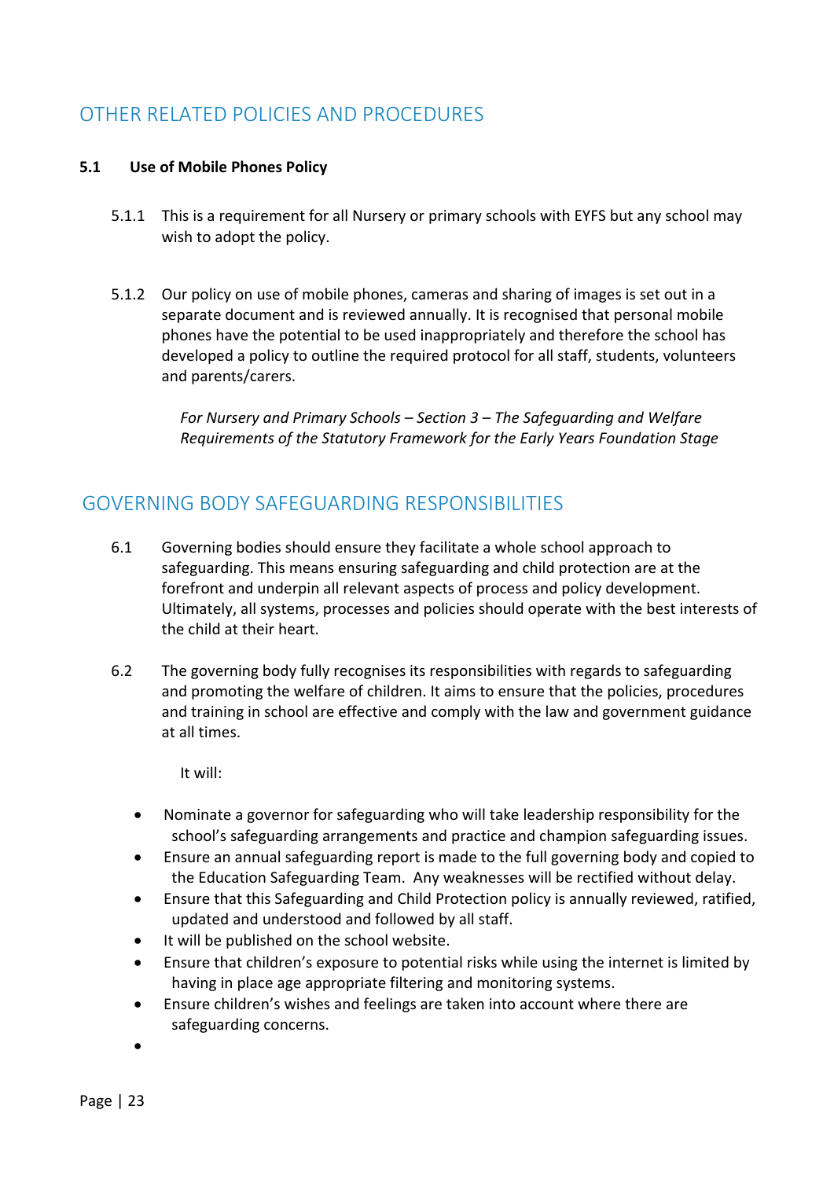## OTHER RELATED POLICIES AND PROCEDURES

**5.1 Use of Mobile Phones Policy**

5.1.1 This is a requirement for all Nursery or primary schools with EYFS but any school may wish to adopt the policy.

5.1.2 Our policy on use of mobile phones, cameras and sharing of images is set out in a separate document and is reviewed annually. It is recognised that personal mobile phones have the potential to be used inappropriately and therefore the school has developed a policy to outline the required protocol for all staff, students, volunteers and parents/carers.

*For Nursery and Primary Schools – Section 3 – The Safeguarding and Welfare Requirements of the Statutory Framework for the Early Years Foundation Stage*

## GOVERNING BODY SAFEGUARDING RESPONSIBILITIES

6.1 Governing bodies should ensure they facilitate a whole school approach to safeguarding. This means ensuring safeguarding and child protection are at the forefront and underpin all relevant aspects of process and policy development. Ultimately, all systems, processes and policies should operate with the best interests of the child at their heart.

6.2 The governing body fully recognises its responsibilities with regards to safeguarding and promoting the welfare of children. It aims to ensure that the policies, procedures and training in school are effective and comply with the law and government guidance at all times.

It will:

- Nominate a governor for safeguarding who will take leadership responsibility for the school's safeguarding arrangements and practice and champion safeguarding issues.
- Ensure an annual safeguarding report is made to the full governing body and copied to the Education Safeguarding Team. Any weaknesses will be rectified without delay.
- Ensure that this Safeguarding and Child Protection policy is annually reviewed, ratified, updated and understood and followed by all staff.
- It will be published on the school website.
- Ensure that children's exposure to potential risks while using the internet is limited by having in place age appropriate filtering and monitoring systems.
- Ensure children's wishes and feelings are taken into account where there are safeguarding concerns.
-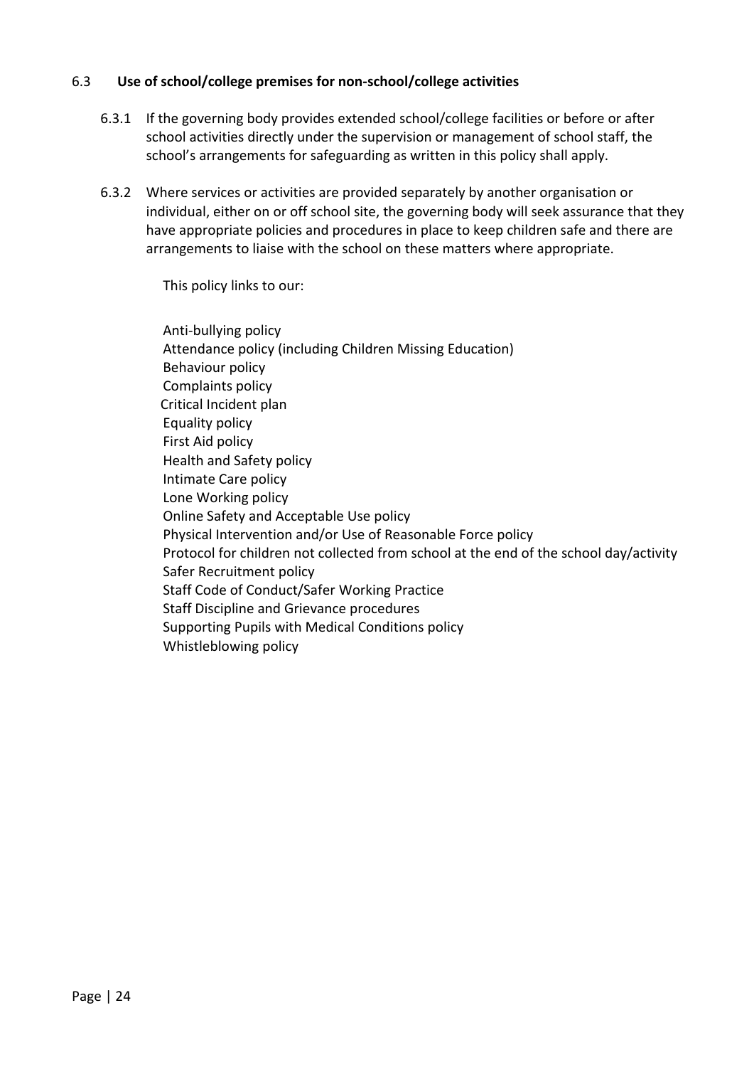### 6.3 **Use of school/college premises for non-school/college activities**

6.3.1 If the governing body provides extended school/college facilities or before or after school activities directly under the supervision or management of school staff, the school's arrangements for safeguarding as written in this policy shall apply.

6.3.2 Where services or activities are provided separately by another organisation or individual, either on or off school site, the governing body will seek assurance that they have appropriate policies and procedures in place to keep children safe and there are arrangements to liaise with the school on these matters where appropriate.

This policy links to our:

Anti-bullying policy
Attendance policy (including Children Missing Education)
Behaviour policy
Complaints policy
Critical Incident plan
Equality policy
First Aid policy
Health and Safety policy
Intimate Care policy
Lone Working policy
Online Safety and Acceptable Use policy
Physical Intervention and/or Use of Reasonable Force policy
Protocol for children not collected from school at the end of the school day/activity
Safer Recruitment policy
Staff Code of Conduct/Safer Working Practice
Staff Discipline and Grievance procedures
Supporting Pupils with Medical Conditions policy
Whistleblowing policy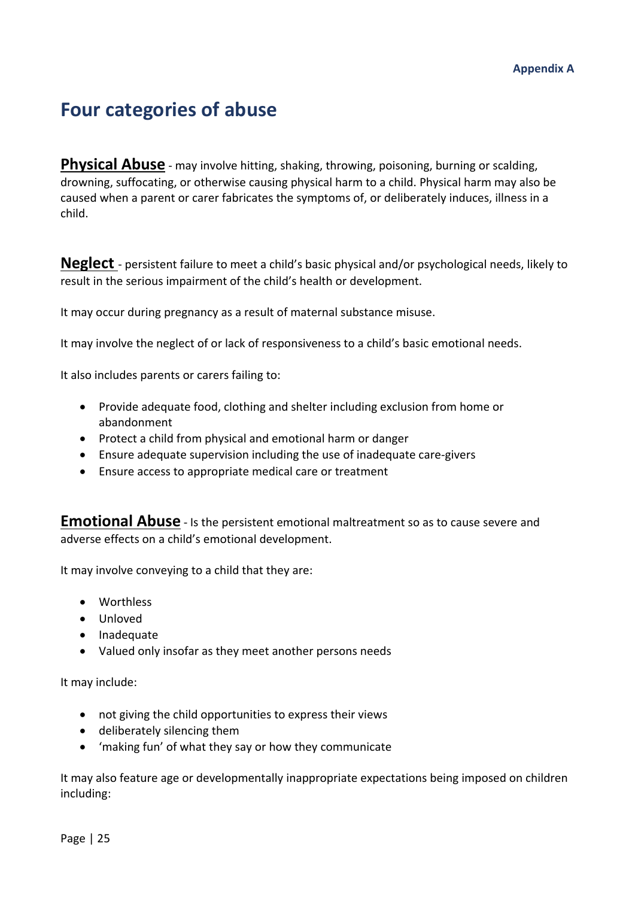**Appendix A**

# Four categories of abuse

**Physical Abuse** - may involve hitting, shaking, throwing, poisoning, burning or scalding, drowning, suffocating, or otherwise causing physical harm to a child. Physical harm may also be caused when a parent or carer fabricates the symptoms of, or deliberately induces, illness in a child.

**Neglect** - persistent failure to meet a child's basic physical and/or psychological needs, likely to result in the serious impairment of the child's health or development.

It may occur during pregnancy as a result of maternal substance misuse.

It may involve the neglect of or lack of responsiveness to a child's basic emotional needs.

It also includes parents or carers failing to:

- Provide adequate food, clothing and shelter including exclusion from home or abandonment
- Protect a child from physical and emotional harm or danger
- Ensure adequate supervision including the use of inadequate care-givers
- Ensure access to appropriate medical care or treatment

**Emotional Abuse** - Is the persistent emotional maltreatment so as to cause severe and adverse effects on a child's emotional development.

It may involve conveying to a child that they are:

- Worthless
- Unloved
- Inadequate
- Valued only insofar as they meet another persons needs

It may include:

- not giving the child opportunities to express their views
- deliberately silencing them
- 'making fun' of what they say or how they communicate

It may also feature age or developmentally inappropriate expectations being imposed on children including: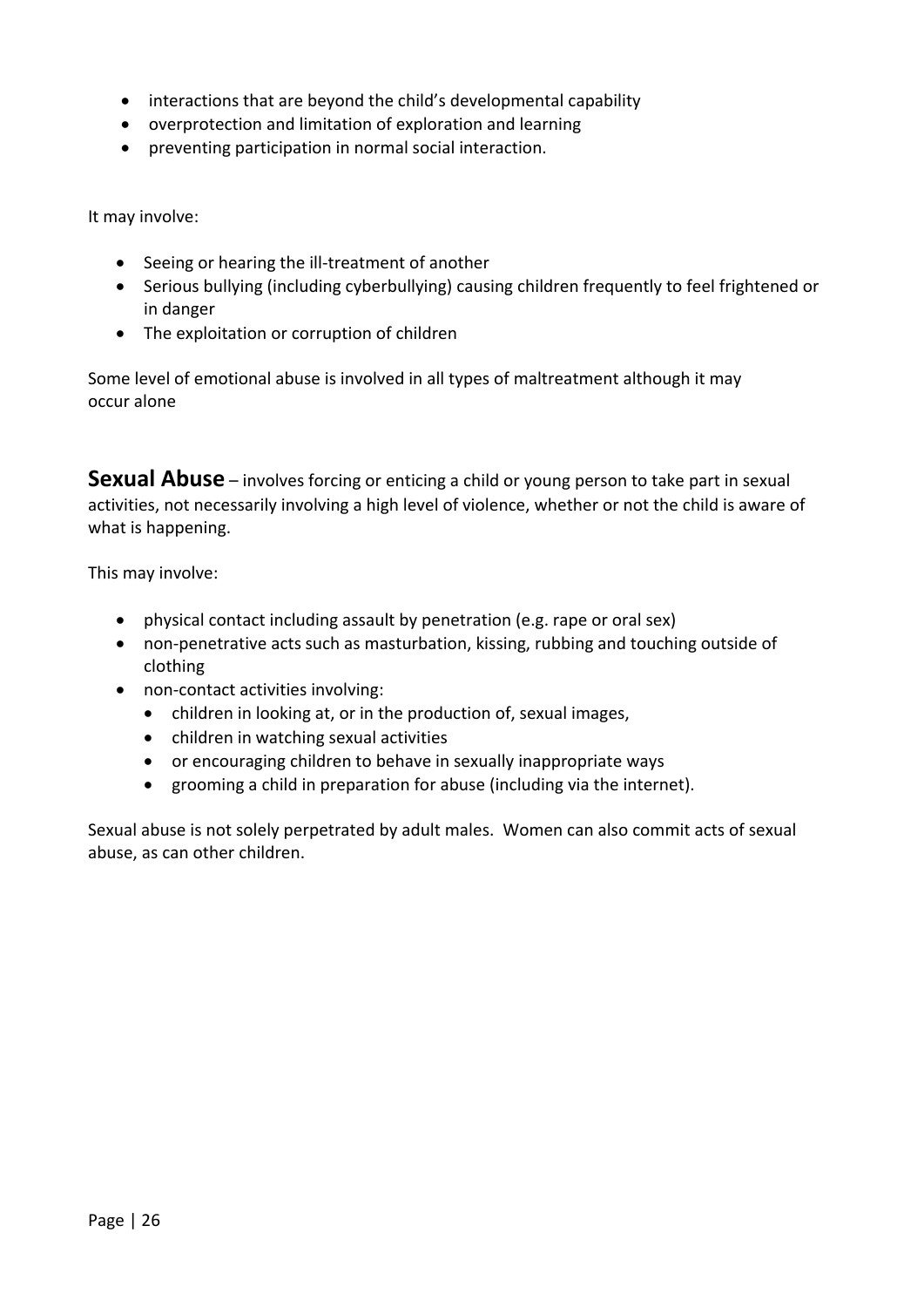- interactions that are beyond the child's developmental capability
- overprotection and limitation of exploration and learning
- preventing participation in normal social interaction.

It may involve:

- Seeing or hearing the ill-treatment of another
- Serious bullying (including cyberbullying) causing children frequently to feel frightened or in danger
- The exploitation or corruption of children

Some level of emotional abuse is involved in all types of maltreatment although it may occur alone

**Sexual Abuse** – involves forcing or enticing a child or young person to take part in sexual activities, not necessarily involving a high level of violence, whether or not the child is aware of what is happening.

This may involve:

- physical contact including assault by penetration (e.g. rape or oral sex)
- non-penetrative acts such as masturbation, kissing, rubbing and touching outside of clothing
- non-contact activities involving:
    - children in looking at, or in the production of, sexual images,
    - children in watching sexual activities
    - or encouraging children to behave in sexually inappropriate ways
    - grooming a child in preparation for abuse (including via the internet).

Sexual abuse is not solely perpetrated by adult males. Women can also commit acts of sexual abuse, as can other children.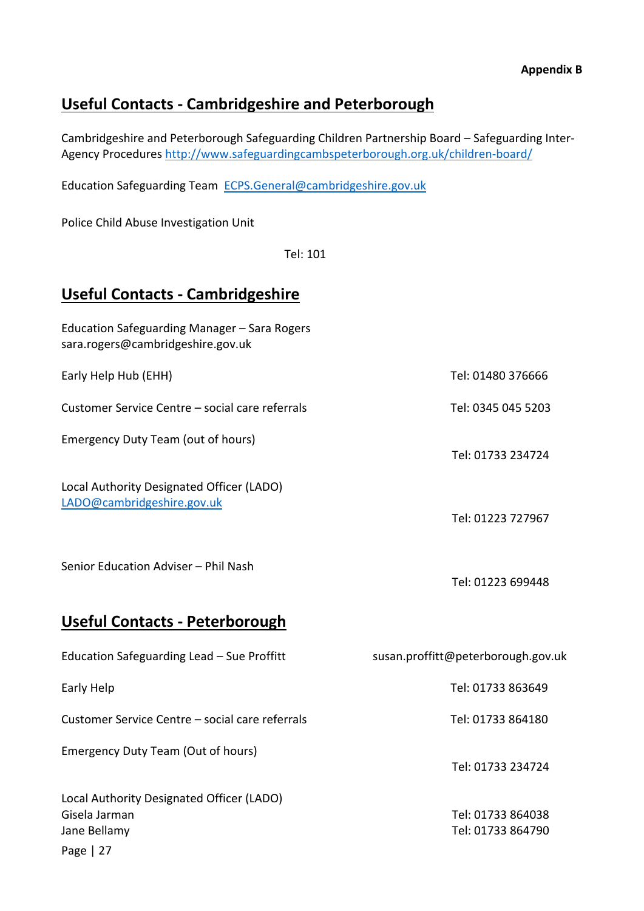**Appendix B**

## Useful Contacts - Cambridgeshire and Peterborough

Cambridgeshire and Peterborough Safeguarding Children Partnership Board – Safeguarding Inter-Agency Procedures http://www.safeguardingcambspeterborough.org.uk/children-board/

Education Safeguarding Team ECPS.General@cambridgeshire.gov.uk

Police Child Abuse Investigation Unit

Tel: 101

## Useful Contacts - Cambridgeshire

Education Safeguarding Manager – Sara Rogers
sara.rogers@cambridgeshire.gov.uk

| | |
|---|---|
| Early Help Hub (EHH) | Tel: 01480 376666 |
| Customer Service Centre – social care referrals | Tel: 0345 045 5203 |
| Emergency Duty Team (out of hours) | Tel: 01733 234724 |
| Local Authority Designated Officer (LADO) LADO@cambridgeshire.gov.uk | Tel: 01223 727967 |
| Senior Education Adviser – Phil Nash | Tel: 01223 699448 |

## Useful Contacts - Peterborough

| | |
|---|---|
| Education Safeguarding Lead – Sue Proffitt | susan.proffitt@peterborough.gov.uk |
| Early Help | Tel: 01733 863649 |
| Customer Service Centre – social care referrals | Tel: 01733 864180 |
| Emergency Duty Team (Out of hours) | Tel: 01733 234724 |
| Local Authority Designated Officer (LADO) | |
| Gisela Jarman | Tel: 01733 864038 |
| Jane Bellamy | Tel: 01733 864790 |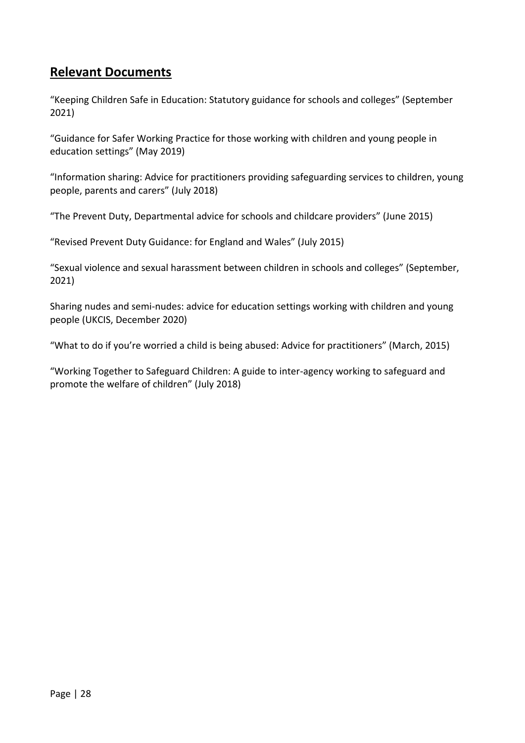## **Relevant Documents**

"Keeping Children Safe in Education: Statutory guidance for schools and colleges" (September 2021)

"Guidance for Safer Working Practice for those working with children and young people in education settings" (May 2019)

"Information sharing: Advice for practitioners providing safeguarding services to children, young people, parents and carers" (July 2018)

"The Prevent Duty, Departmental advice for schools and childcare providers" (June 2015)

"Revised Prevent Duty Guidance: for England and Wales" (July 2015)

"Sexual violence and sexual harassment between children in schools and colleges" (September, 2021)

Sharing nudes and semi-nudes: advice for education settings working with children and young people (UKCIS, December 2020)

"What to do if you're worried a child is being abused: Advice for practitioners" (March, 2015)

"Working Together to Safeguard Children: A guide to inter-agency working to safeguard and promote the welfare of children" (July 2018)